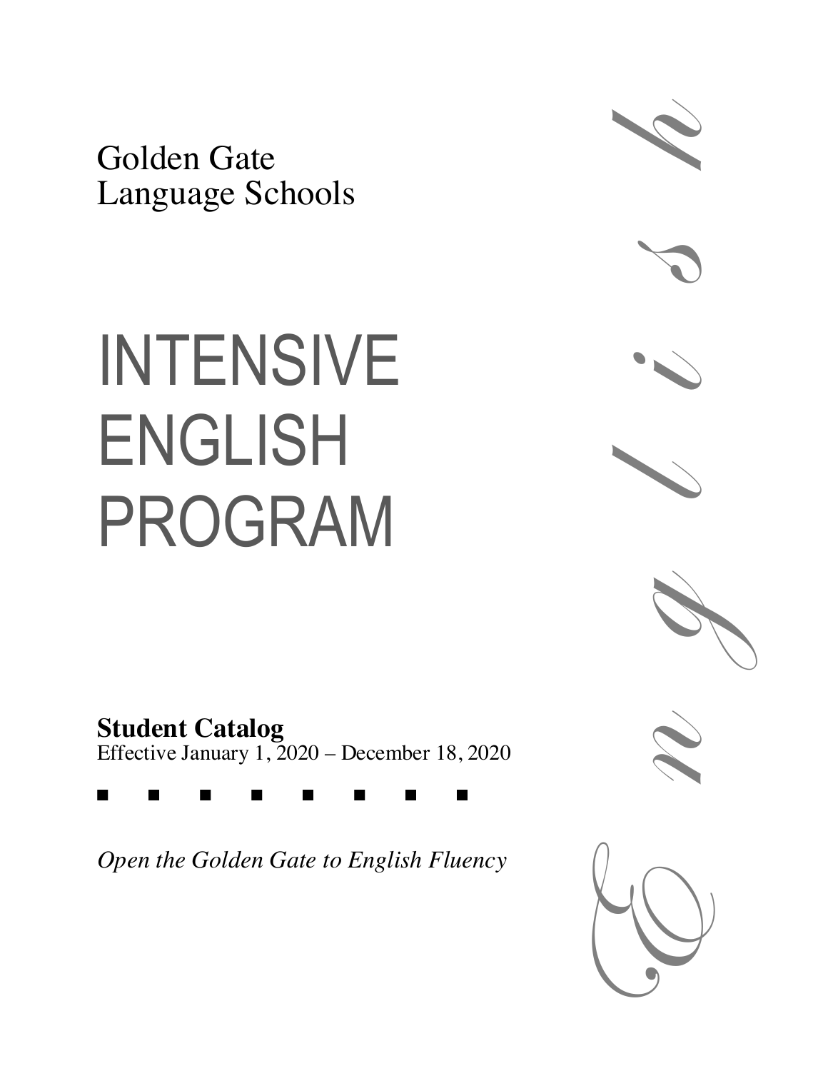Golden Gate
Language Schools

# INTENSIVE ENGLISH PROGRAM

**Student Catalog**
Effective January 1, 2020 – December 18, 2020

■ ■ ■ ■ ■ ■ ■ ■

*Open the Golden Gate to English Fluency*

*English*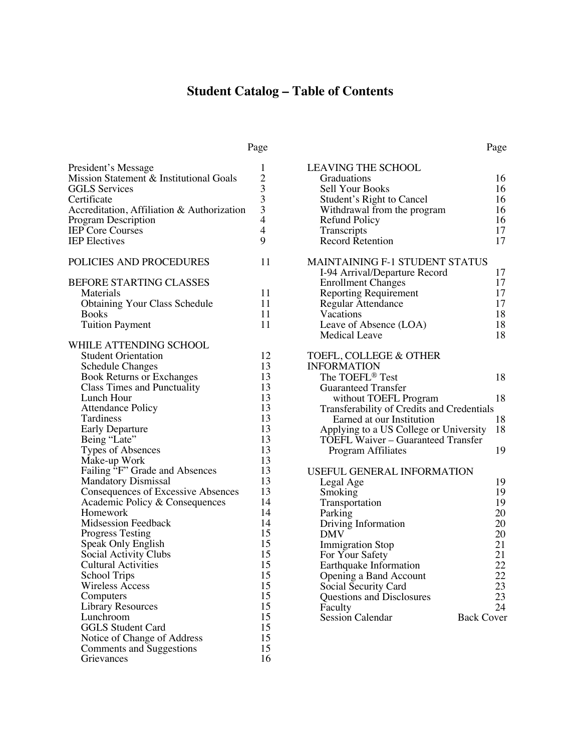# Student Catalog – Table of Contents

| | Page |
|---|---|
| President's Message | 1 |
| Mission Statement & Institutional Goals | 2 |
| GGLS Services | 3 |
| Certificate | 3 |
| Accreditation, Affiliation & Authorization | 3 |
| Program Description | 4 |
| IEP Core Courses | 4 |
| IEP Electives | 9 |
| | |
| POLICIES AND PROCEDURES | 11 |
| | |
| BEFORE STARTING CLASSES | |
| Materials | 11 |
| Obtaining Your Class Schedule | 11 |
| Books | 11 |
| Tuition Payment | 11 |
| | |
| WHILE ATTENDING SCHOOL | |
| Student Orientation | 12 |
| Schedule Changes | 13 |
| Book Returns or Exchanges | 13 |
| Class Times and Punctuality | 13 |
| Lunch Hour | 13 |
| Attendance Policy | 13 |
| Tardiness | 13 |
| Early Departure | 13 |
| Being "Late" | 13 |
| Types of Absences | 13 |
| Make-up Work | 13 |
| Failing "F" Grade and Absences | 13 |
| Mandatory Dismissal | 13 |
| Consequences of Excessive Absences | 13 |
| Academic Policy & Consequences | 14 |
| Homework | 14 |
| Midsession Feedback | 14 |
| Progress Testing | 15 |
| Speak Only English | 15 |
| Social Activity Clubs | 15 |
| Cultural Activities | 15 |
| School Trips | 15 |
| Wireless Access | 15 |
| Computers | 15 |
| Library Resources | 15 |
| Lunchroom | 15 |
| GGLS Student Card | 15 |
| Notice of Change of Address | 15 |
| Comments and Suggestions | 15 |
| Grievances | 16 |

| | Page |
|---|---|
| LEAVING THE SCHOOL | |
| Graduations | 16 |
| Sell Your Books | 16 |
| Student's Right to Cancel | 16 |
| Withdrawal from the program | 16 |
| Refund Policy | 16 |
| Transcripts | 17 |
| Record Retention | 17 |
| | |
| MAINTAINING F-1 STUDENT STATUS | |
| I-94 Arrival/Departure Record | 17 |
| Enrollment Changes | 17 |
| Reporting Requirement | 17 |
| Regular Attendance | 17 |
| Vacations | 18 |
| Leave of Absence (LOA) | 18 |
| Medical Leave | 18 |
| | |
| TOEFL, COLLEGE & OTHER INFORMATION | |
| The TOEFL® Test | 18 |
| Guaranteed Transfer without TOEFL Program | 18 |
| Transferability of Credits and Credentials Earned at our Institution | 18 |
| Applying to a US College or University | 18 |
| TOEFL Waiver – Guaranteed Transfer Program Affiliates | 19 |
| | |
| USEFUL GENERAL INFORMATION | |
| Legal Age | 19 |
| Smoking | 19 |
| Transportation | 19 |
| Parking | 20 |
| Driving Information | 20 |
| DMV | 20 |
| Immigration Stop | 21 |
| For Your Safety | 21 |
| Earthquake Information | 22 |
| Opening a Band Account | 22 |
| Social Security Card | 23 |
| Questions and Disclosures | 23 |
| Faculty | 24 |
| Session Calendar | Back Cover |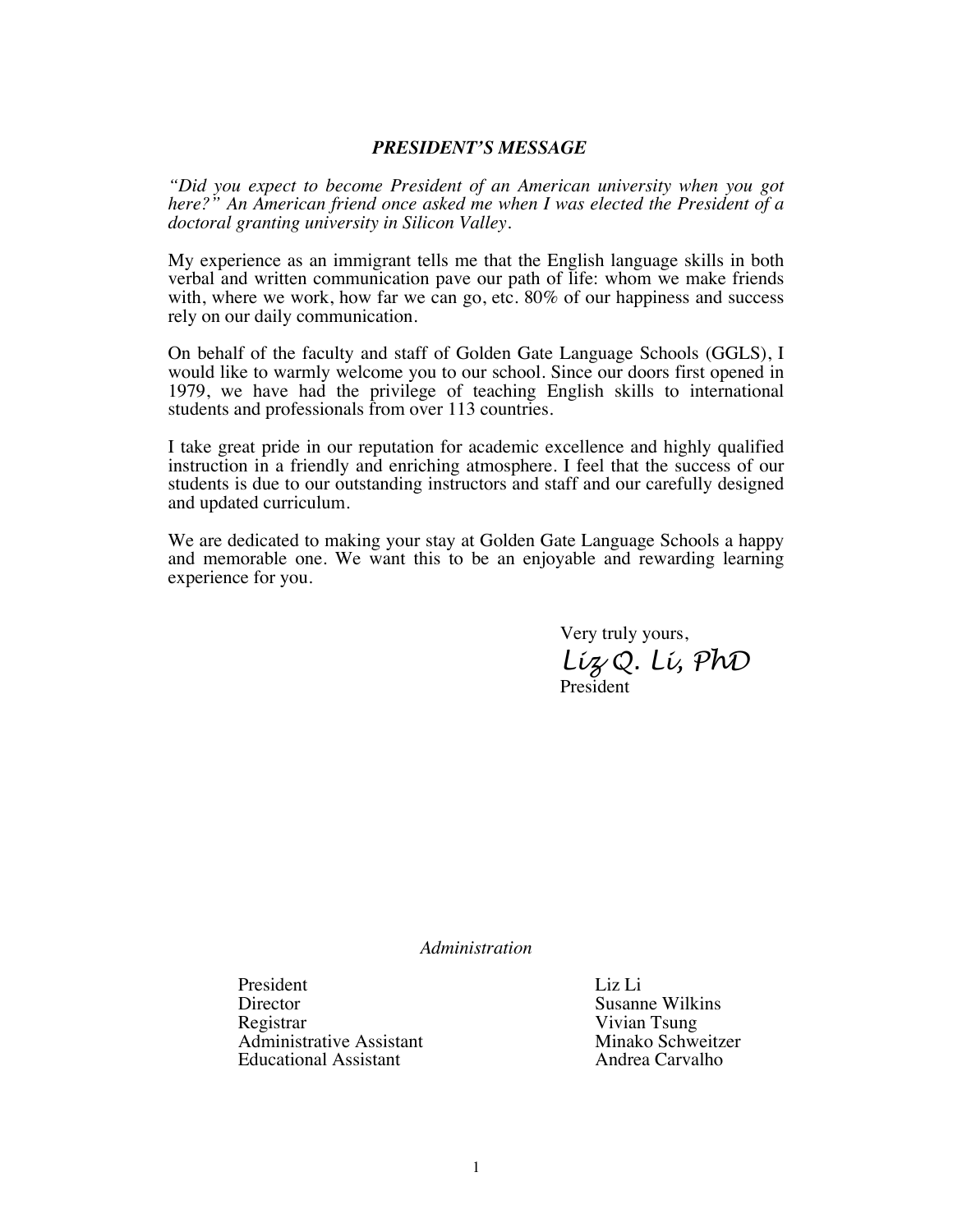## *PRESIDENT'S MESSAGE*

*"Did you expect to become President of an American university when you got here?" An American friend once asked me when I was elected the President of a doctoral granting university in Silicon Valley.*

My experience as an immigrant tells me that the English language skills in both verbal and written communication pave our path of life: whom we make friends with, where we work, how far we can go, etc. 80% of our happiness and success rely on our daily communication.

On behalf of the faculty and staff of Golden Gate Language Schools (GGLS), I would like to warmly welcome you to our school. Since our doors first opened in 1979, we have had the privilege of teaching English skills to international students and professionals from over 113 countries.

I take great pride in our reputation for academic excellence and highly qualified instruction in a friendly and enriching atmosphere. I feel that the success of our students is due to our outstanding instructors and staff and our carefully designed and updated curriculum.

We are dedicated to making your stay at Golden Gate Language Schools a happy and memorable one. We want this to be an enjoyable and rewarding learning experience for you.

Very truly yours,
*Liz Q. Li, PhD*
President

### *Administration*

| | |
|---|---|
| President | Liz Li |
| Director | Susanne Wilkins |
| Registrar | Vivian Tsung |
| Administrative Assistant | Minako Schweitzer |
| Educational Assistant | Andrea Carvalho |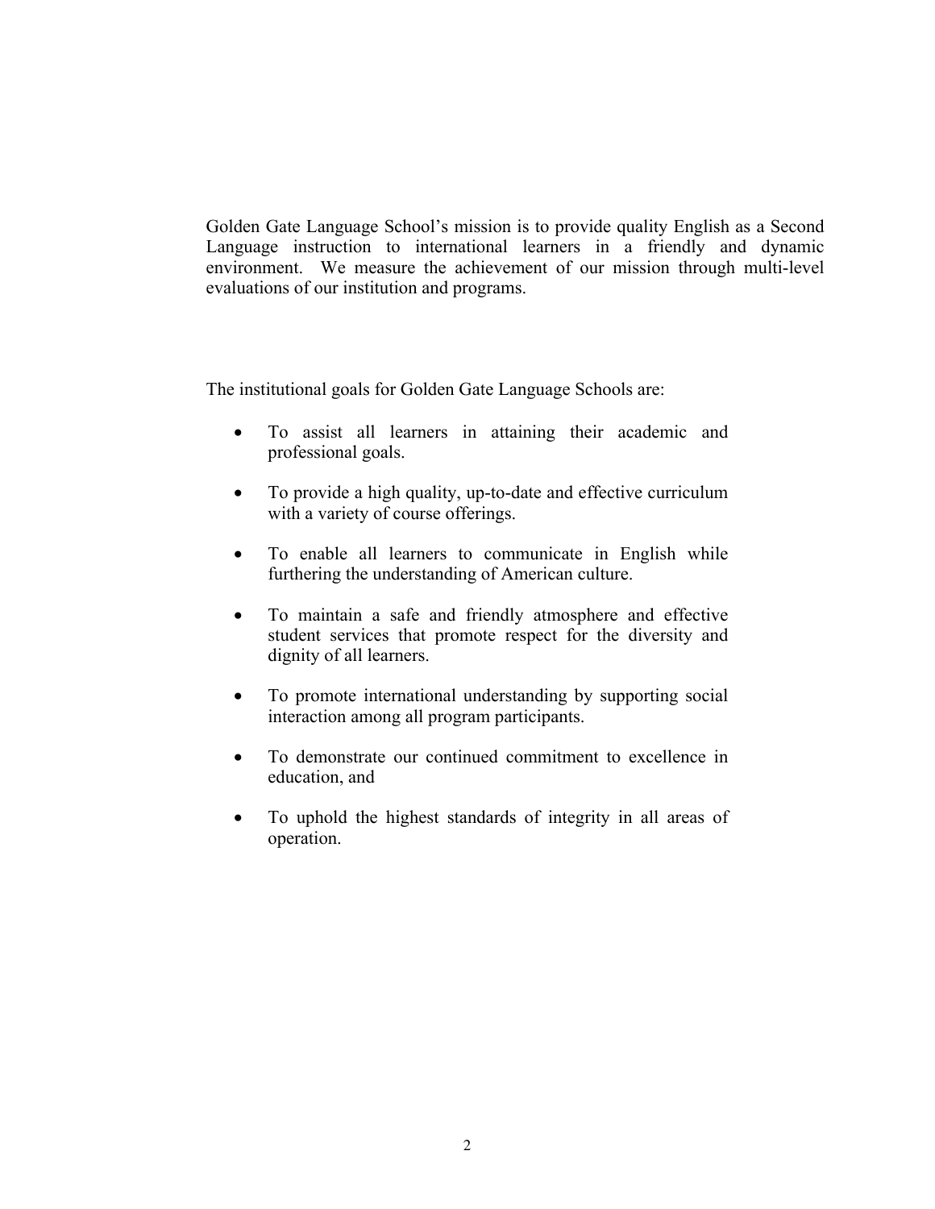Golden Gate Language School's mission is to provide quality English as a Second Language instruction to international learners in a friendly and dynamic environment. We measure the achievement of our mission through multi-level evaluations of our institution and programs.

The institutional goals for Golden Gate Language Schools are:

- To assist all learners in attaining their academic and professional goals.
- To provide a high quality, up-to-date and effective curriculum with a variety of course offerings.
- To enable all learners to communicate in English while furthering the understanding of American culture.
- To maintain a safe and friendly atmosphere and effective student services that promote respect for the diversity and dignity of all learners.
- To promote international understanding by supporting social interaction among all program participants.
- To demonstrate our continued commitment to excellence in education, and
- To uphold the highest standards of integrity in all areas of operation.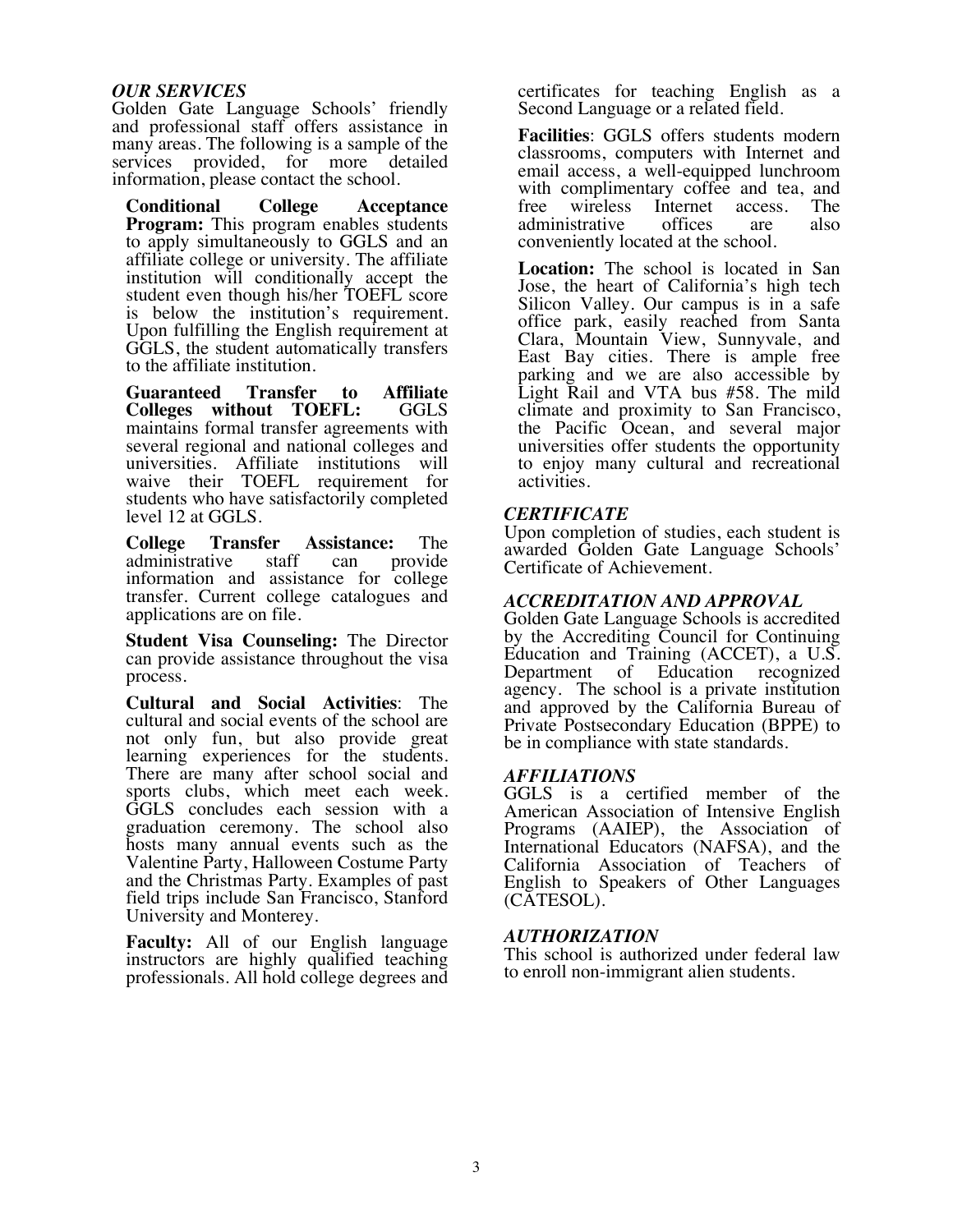### *OUR SERVICES*

Golden Gate Language Schools' friendly and professional staff offers assistance in many areas. The following is a sample of the services provided, for more detailed information, please contact the school.

**Conditional College Acceptance Program:** This program enables students to apply simultaneously to GGLS and an affiliate college or university. The affiliate institution will conditionally accept the student even though his/her TOEFL score is below the institution's requirement. Upon fulfilling the English requirement at GGLS, the student automatically transfers to the affiliate institution.

**Guaranteed Transfer to Affiliate Colleges without TOEFL:** GGLS maintains formal transfer agreements with several regional and national colleges and universities. Affiliate institutions will waive their TOEFL requirement for students who have satisfactorily completed level 12 at GGLS.

**College Transfer Assistance:** The administrative staff can provide information and assistance for college transfer. Current college catalogues and applications are on file.

**Student Visa Counseling:** The Director can provide assistance throughout the visa process.

**Cultural and Social Activities**: The cultural and social events of the school are not only fun, but also provide great learning experiences for the students. There are many after school social and sports clubs, which meet each week. GGLS concludes each session with a graduation ceremony. The school also hosts many annual events such as the Valentine Party, Halloween Costume Party and the Christmas Party. Examples of past field trips include San Francisco, Stanford University and Monterey.

**Faculty:** All of our English language instructors are highly qualified teaching professionals. All hold college degrees and certificates for teaching English as a Second Language or a related field.

**Facilities**: GGLS offers students modern classrooms, computers with Internet and email access, a well-equipped lunchroom with complimentary coffee and tea, and free wireless Internet access. The administrative offices are also conveniently located at the school.

**Location:** The school is located in San Jose, the heart of California's high tech Silicon Valley. Our campus is in a safe office park, easily reached from Santa Clara, Mountain View, Sunnyvale, and East Bay cities. There is ample free parking and we are also accessible by Light Rail and VTA bus #58. The mild climate and proximity to San Francisco, the Pacific Ocean, and several major universities offer students the opportunity to enjoy many cultural and recreational activities.

### *CERTIFICATE*

Upon completion of studies, each student is awarded Golden Gate Language Schools' Certificate of Achievement.

### *ACCREDITATION AND APPROVAL*

Golden Gate Language Schools is accredited by the Accrediting Council for Continuing Education and Training (ACCET), a U.S. Department of Education recognized agency. The school is a private institution and approved by the California Bureau of Private Postsecondary Education (BPPE) to be in compliance with state standards.

### *AFFILIATIONS*

GGLS is a certified member of the American Association of Intensive English Programs (AAIEP), the Association of International Educators (NAFSA), and the California Association of Teachers of English to Speakers of Other Languages (CATESOL).

### *AUTHORIZATION*

This school is authorized under federal law to enroll non-immigrant alien students.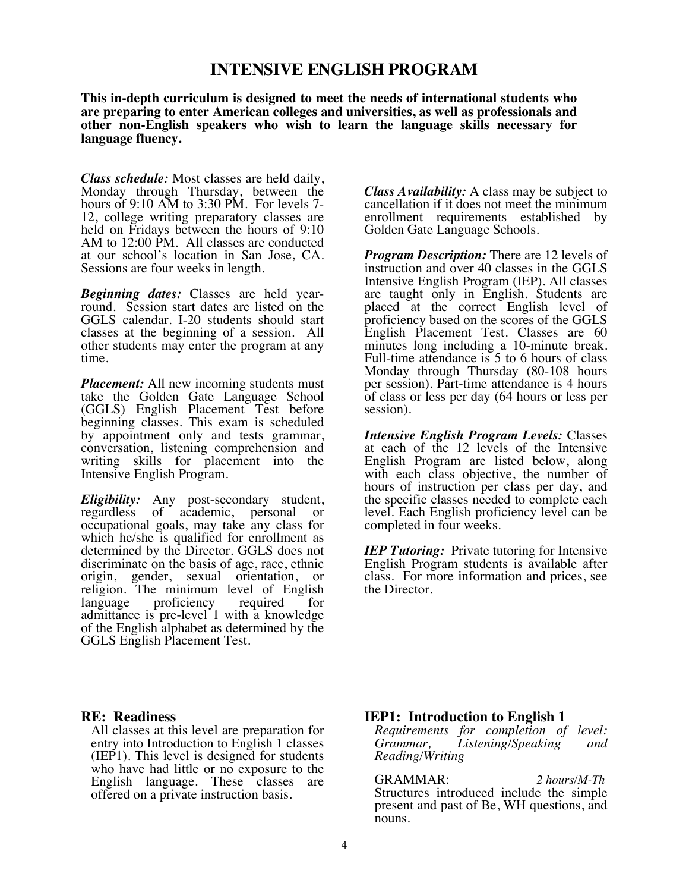# INTENSIVE ENGLISH PROGRAM

**This in-depth curriculum is designed to meet the needs of international students who are preparing to enter American colleges and universities, as well as professionals and other non-English speakers who wish to learn the language skills necessary for language fluency.**

***Class schedule:*** Most classes are held daily, Monday through Thursday, between the hours of 9:10 AM to 3:30 PM. For levels 7-12, college writing preparatory classes are held on Fridays between the hours of 9:10 AM to 12:00 PM. All classes are conducted at our school's location in San Jose, CA. Sessions are four weeks in length.

***Beginning dates:*** Classes are held year-round. Session start dates are listed on the GGLS calendar. I-20 students should start classes at the beginning of a session. All other students may enter the program at any time.

***Placement:*** All new incoming students must take the Golden Gate Language School (GGLS) English Placement Test before beginning classes. This exam is scheduled by appointment only and tests grammar, conversation, listening comprehension and writing skills for placement into the Intensive English Program.

***Eligibility:*** Any post-secondary student, regardless of academic, personal or occupational goals, may take any class for which he/she is qualified for enrollment as determined by the Director. GGLS does not discriminate on the basis of age, race, ethnic origin, gender, sexual orientation, or religion. The minimum level of English language proficiency required for admittance is pre-level 1 with a knowledge of the English alphabet as determined by the GGLS English Placement Test.

***Class Availability:*** A class may be subject to cancellation if it does not meet the minimum enrollment requirements established by Golden Gate Language Schools.

***Program Description:*** There are 12 levels of instruction and over 40 classes in the GGLS Intensive English Program (IEP). All classes are taught only in English. Students are placed at the correct English level of proficiency based on the scores of the GGLS English Placement Test. Classes are 60 minutes long including a 10-minute break. Full-time attendance is 5 to 6 hours of class Monday through Thursday (80-108 hours per session). Part-time attendance is 4 hours of class or less per day (64 hours or less per session).

***Intensive English Program Levels:*** Classes at each of the 12 levels of the Intensive English Program are listed below, along with each class objective, the number of hours of instruction per class per day, and the specific classes needed to complete each level. Each English proficiency level can be completed in four weeks.

***IEP Tutoring:*** Private tutoring for Intensive English Program students is available after class. For more information and prices, see the Director.

---

### RE: Readiness

All classes at this level are preparation for entry into Introduction to English 1 classes (IEP1). This level is designed for students who have had little or no exposure to the English language. These classes are offered on a private instruction basis.

### IEP1: Introduction to English 1

*Requirements for completion of level: Grammar, Listening/Speaking and Reading/Writing*

GRAMMAR: *2 hours/M-Th*
Structures introduced include the simple present and past of Be, WH questions, and nouns.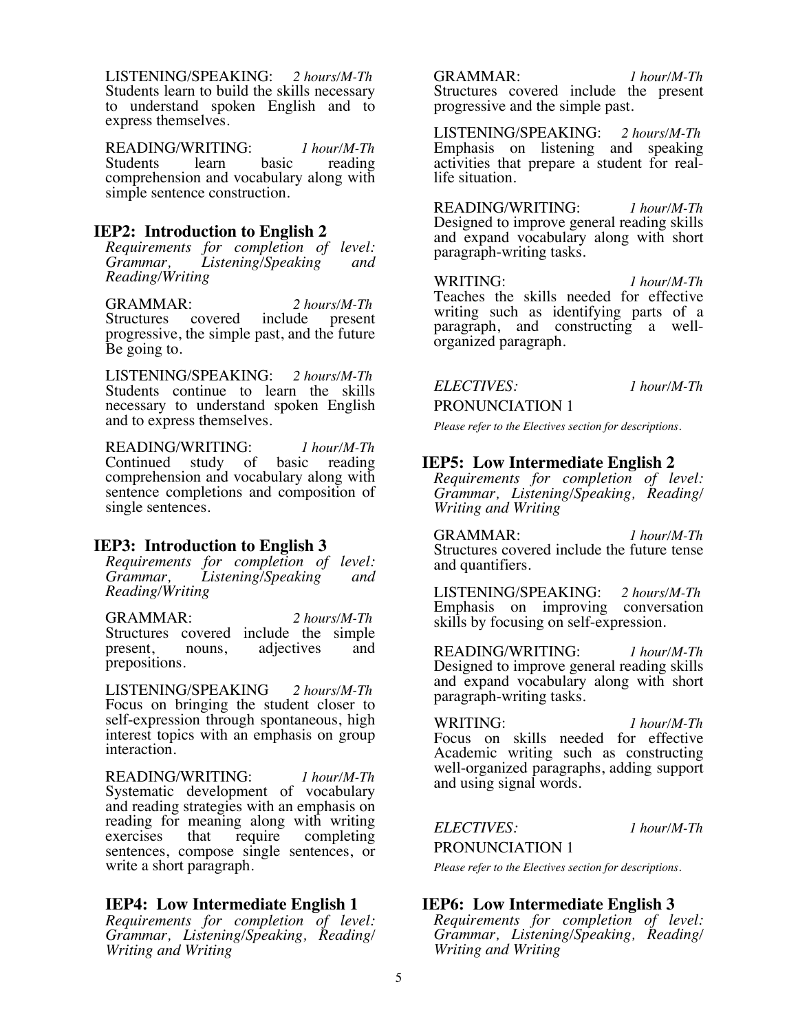LISTENING/SPEAKING: *2 hours/M-Th*
Students learn to build the skills necessary to understand spoken English and to express themselves.

READING/WRITING: *1 hour/M-Th*
Students learn basic reading comprehension and vocabulary along with simple sentence construction.

## IEP2: Introduction to English 2

*Requirements for completion of level: Grammar, Listening/Speaking and Reading/Writing*

GRAMMAR: *2 hours/M-Th*
Structures covered include present progressive, the simple past, and the future Be going to.

LISTENING/SPEAKING: *2 hours/M-Th*
Students continue to learn the skills necessary to understand spoken English and to express themselves.

READING/WRITING: *1 hour/M-Th*
Continued study of basic reading comprehension and vocabulary along with sentence completions and composition of single sentences.

## IEP3: Introduction to English 3

*Requirements for completion of level: Grammar, Listening/Speaking and Reading/Writing*

GRAMMAR: *2 hours/M-Th*
Structures covered include the simple present, nouns, adjectives and prepositions.

LISTENING/SPEAKING *2 hours/M-Th*
Focus on bringing the student closer to self-expression through spontaneous, high interest topics with an emphasis on group interaction.

READING/WRITING: *1 hour/M-Th*
Systematic development of vocabulary and reading strategies with an emphasis on reading for meaning along with writing exercises that require completing sentences, compose single sentences, or write a short paragraph.

## IEP4: Low Intermediate English 1

*Requirements for completion of level: Grammar, Listening/Speaking, Reading/Writing and Writing*

GRAMMAR: *1 hour/M-Th*
Structures covered include the present progressive and the simple past.

LISTENING/SPEAKING: *2 hours/M-Th*
Emphasis on listening and speaking activities that prepare a student for real-life situation.

READING/WRITING: *1 hour/M-Th*
Designed to improve general reading skills and expand vocabulary along with short paragraph-writing tasks.

WRITING: *1 hour/M-Th*
Teaches the skills needed for effective writing such as identifying parts of a paragraph, and constructing a well-organized paragraph.

*ELECTIVES:* *1 hour/M-Th*
PRONUNCIATION 1

*Please refer to the Electives section for descriptions.*

## IEP5: Low Intermediate English 2

*Requirements for completion of level: Grammar, Listening/Speaking, Reading/Writing and Writing*

GRAMMAR: *1 hour/M-Th*
Structures covered include the future tense and quantifiers.

LISTENING/SPEAKING: *2 hours/M-Th*
Emphasis on improving conversation skills by focusing on self-expression.

READING/WRITING: *1 hour/M-Th*
Designed to improve general reading skills and expand vocabulary along with short paragraph-writing tasks.

WRITING: *1 hour/M-Th*
Focus on skills needed for effective Academic writing such as constructing well-organized paragraphs, adding support and using signal words.

*ELECTIVES:* *1 hour/M-Th*
PRONUNCIATION 1

*Please refer to the Electives section for descriptions.*

## IEP6: Low Intermediate English 3

*Requirements for completion of level: Grammar, Listening/Speaking, Reading/Writing and Writing*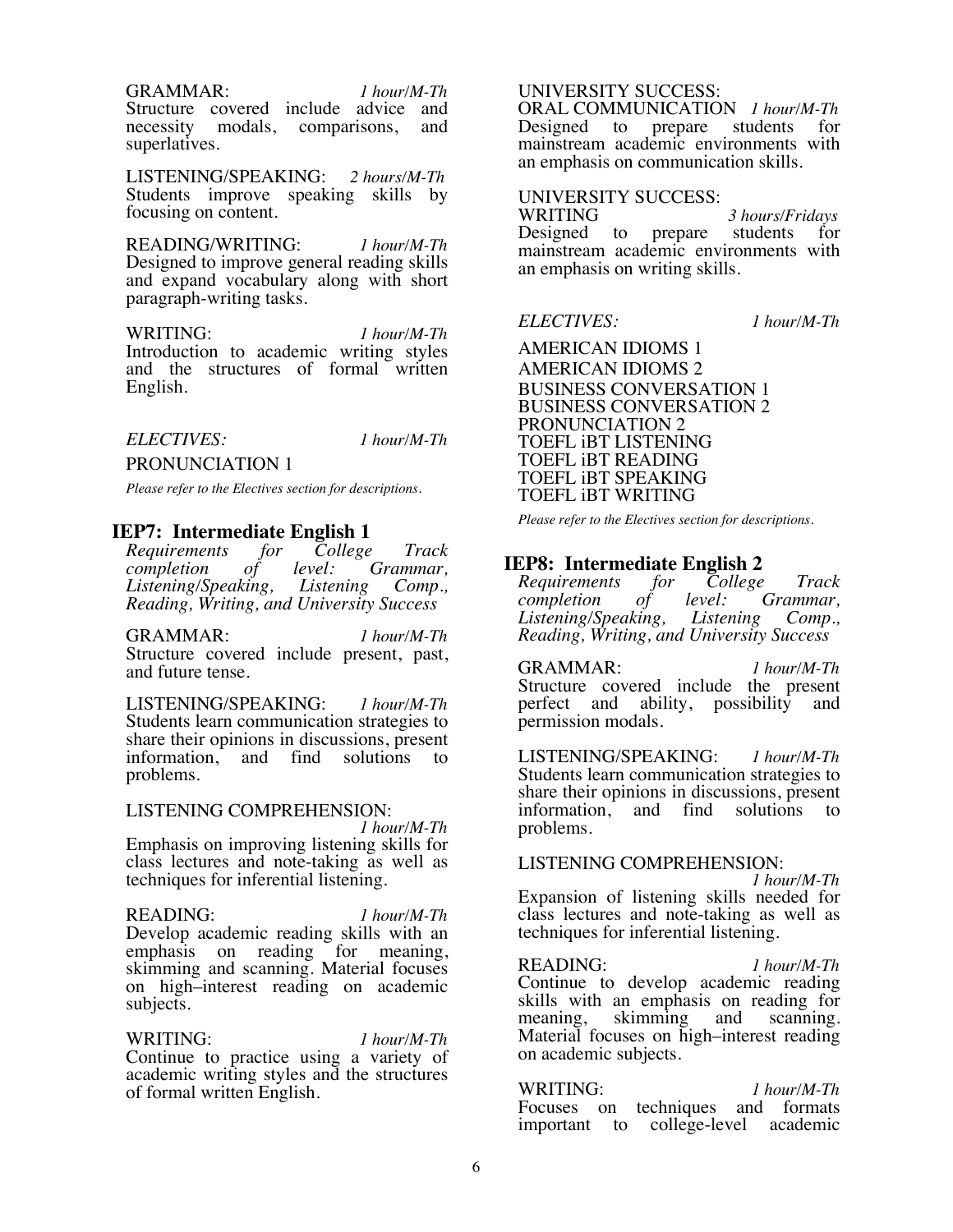GRAMMAR: *1 hour/M-Th*
Structure covered include advice and necessity modals, comparisons, and superlatives.

LISTENING/SPEAKING: *2 hours/M-Th*
Students improve speaking skills by focusing on content.

READING/WRITING: *1 hour/M-Th*
Designed to improve general reading skills and expand vocabulary along with short paragraph-writing tasks.

WRITING: *1 hour/M-Th*
Introduction to academic writing styles and the structures of formal written English.

*ELECTIVES:* *1 hour/M-Th*

PRONUNCIATION 1

*Please refer to the Electives section for descriptions.*

## IEP7: Intermediate English 1

*Requirements for College Track completion of level: Grammar, Listening/Speaking, Listening Comp., Reading, Writing, and University Success*

GRAMMAR: *1 hour/M-Th*
Structure covered include present, past, and future tense.

LISTENING/SPEAKING: *1 hour/M-Th*
Students learn communication strategies to share their opinions in discussions, present information, and find solutions to problems.

LISTENING COMPREHENSION: *1 hour/M-Th*
Emphasis on improving listening skills for class lectures and note-taking as well as techniques for inferential listening.

READING: *1 hour/M-Th*
Develop academic reading skills with an emphasis on reading for meaning, skimming and scanning. Material focuses on high–interest reading on academic subjects.

WRITING: *1 hour/M-Th*
Continue to practice using a variety of academic writing styles and the structures of formal written English.

UNIVERSITY SUCCESS:
ORAL COMMUNICATION *1 hour/M-Th*
Designed to prepare students for mainstream academic environments with an emphasis on communication skills.

UNIVERSITY SUCCESS:
WRITING *3 hours/Fridays*
Designed to prepare students for mainstream academic environments with an emphasis on writing skills.

*ELECTIVES:* *1 hour/M-Th*

AMERICAN IDIOMS 1
AMERICAN IDIOMS 2
BUSINESS CONVERSATION 1
BUSINESS CONVERSATION 2
PRONUNCIATION 2
TOEFL iBT LISTENING
TOEFL iBT READING
TOEFL iBT SPEAKING
TOEFL iBT WRITING

*Please refer to the Electives section for descriptions.*

## IEP8: Intermediate English 2

*Requirements for College Track completion of level: Grammar, Listening/Speaking, Listening Comp., Reading, Writing, and University Success*

GRAMMAR: *1 hour/M-Th*
Structure covered include the present perfect and ability, possibility and permission modals.

LISTENING/SPEAKING: *1 hour/M-Th*
Students learn communication strategies to share their opinions in discussions, present information, and find solutions to problems.

LISTENING COMPREHENSION: *1 hour/M-Th*
Expansion of listening skills needed for class lectures and note-taking as well as techniques for inferential listening.

READING: *1 hour/M-Th*
Continue to develop academic reading skills with an emphasis on reading for meaning, skimming and scanning. Material focuses on high–interest reading on academic subjects.

WRITING: *1 hour/M-Th*
Focuses on techniques and formats important to college-level academic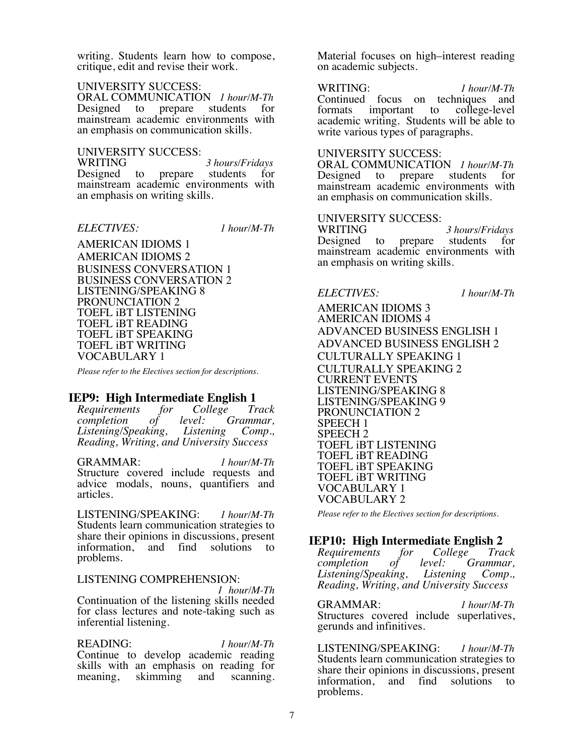writing. Students learn how to compose, critique, edit and revise their work.

UNIVERSITY SUCCESS:
ORAL COMMUNICATION *1 hour/M-Th*
Designed to prepare students for mainstream academic environments with an emphasis on communication skills.

UNIVERSITY SUCCESS:
WRITING *3 hours/Fridays*
Designed to prepare students for mainstream academic environments with an emphasis on writing skills.

*ELECTIVES:* *1 hour/M-Th*

AMERICAN IDIOMS 1
AMERICAN IDIOMS 2
BUSINESS CONVERSATION 1
BUSINESS CONVERSATION 2
LISTENING/SPEAKING 8
PRONUNCIATION 2
TOEFL iBT LISTENING
TOEFL iBT READING
TOEFL iBT SPEAKING
TOEFL iBT WRITING
VOCABULARY 1

*Please refer to the Electives section for descriptions.*

## IEP9: High Intermediate English 1

*Requirements for College Track completion of level: Grammar, Listening/Speaking, Listening Comp., Reading, Writing, and University Success*

GRAMMAR: *1 hour/M-Th*
Structure covered include requests and advice modals, nouns, quantifiers and articles.

LISTENING/SPEAKING: *1 hour/M-Th*
Students learn communication strategies to share their opinions in discussions, present information, and find solutions to problems.

LISTENING COMPREHENSION: *1 hour/M-Th*
Continuation of the listening skills needed for class lectures and note-taking such as inferential listening.

READING: *1 hour/M-Th*
Continue to develop academic reading skills with an emphasis on reading for meaning, skimming and scanning. Material focuses on high–interest reading on academic subjects.

WRITING: *1 hour/M-Th*
Continued focus on techniques and formats important to college-level academic writing. Students will be able to write various types of paragraphs.

UNIVERSITY SUCCESS:
ORAL COMMUNICATION *1 hour/M-Th*
Designed to prepare students for mainstream academic environments with an emphasis on communication skills.

UNIVERSITY SUCCESS:
WRITING *3 hours/Fridays*
Designed to prepare students for mainstream academic environments with an emphasis on writing skills.

*ELECTIVES:* *1 hour/M-Th*

AMERICAN IDIOMS 3
AMERICAN IDIOMS 4
ADVANCED BUSINESS ENGLISH 1
ADVANCED BUSINESS ENGLISH 2
CULTURALLY SPEAKING 1
CULTURALLY SPEAKING 2
CURRENT EVENTS
LISTENING/SPEAKING 8
LISTENING/SPEAKING 9
PRONUNCIATION 2
SPEECH 1
SPEECH 2
TOEFL iBT LISTENING
TOEFL iBT READING
TOEFL iBT SPEAKING
TOEFL iBT WRITING
VOCABULARY 1
VOCABULARY 2

*Please refer to the Electives section for descriptions.*

## IEP10: High Intermediate English 2

*Requirements for College Track completion of level: Grammar, Listening/Speaking, Listening Comp., Reading, Writing, and University Success*

GRAMMAR: *1 hour/M-Th*
Structures covered include superlatives, gerunds and infinitives.

LISTENING/SPEAKING: *1 hour/M-Th*
Students learn communication strategies to share their opinions in discussions, present information, and find solutions to problems.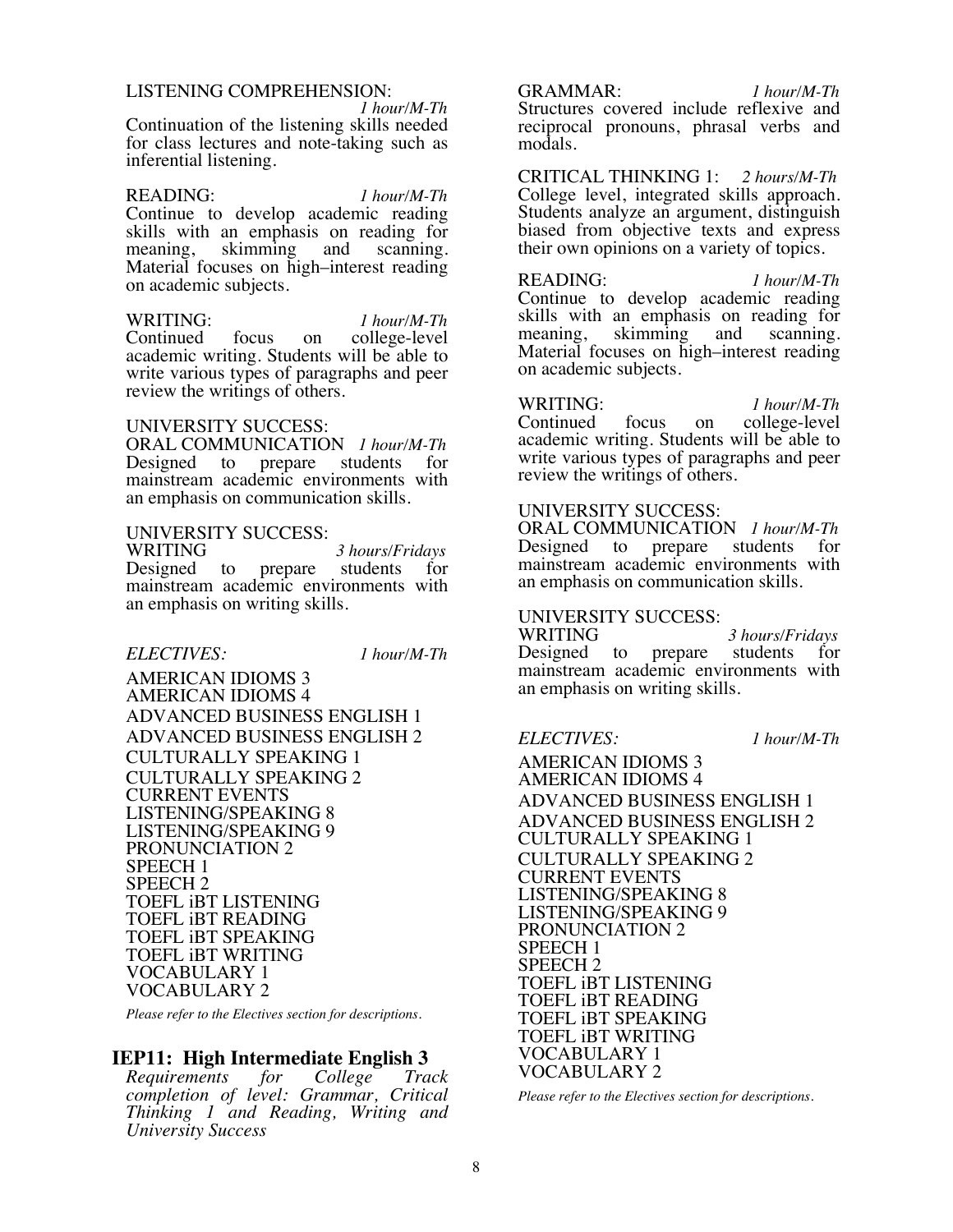LISTENING COMPREHENSION: *1 hour/M-Th*
Continuation of the listening skills needed for class lectures and note-taking such as inferential listening.

READING: *1 hour/M-Th*
Continue to develop academic reading skills with an emphasis on reading for meaning, skimming and scanning. Material focuses on high–interest reading on academic subjects.

WRITING: *1 hour/M-Th*
Continued focus on college-level academic writing. Students will be able to write various types of paragraphs and peer review the writings of others.

UNIVERSITY SUCCESS:
ORAL COMMUNICATION *1 hour/M-Th*
Designed to prepare students for mainstream academic environments with an emphasis on communication skills.

UNIVERSITY SUCCESS:
WRITING *3 hours/Fridays*
Designed to prepare students for mainstream academic environments with an emphasis on writing skills.

*ELECTIVES:* *1 hour/M-Th*

AMERICAN IDIOMS 3
AMERICAN IDIOMS 4
ADVANCED BUSINESS ENGLISH 1
ADVANCED BUSINESS ENGLISH 2
CULTURALLY SPEAKING 1
CULTURALLY SPEAKING 2
CURRENT EVENTS
LISTENING/SPEAKING 8
LISTENING/SPEAKING 9
PRONUNCIATION 2
SPEECH 1
SPEECH 2
TOEFL iBT LISTENING
TOEFL iBT READING
TOEFL iBT SPEAKING
TOEFL iBT WRITING
VOCABULARY 1
VOCABULARY 2

*Please refer to the Electives section for descriptions.*

## IEP11: High Intermediate English 3

*Requirements for College Track completion of level: Grammar, Critical Thinking 1 and Reading, Writing and University Success*

GRAMMAR: *1 hour/M-Th*
Structures covered include reflexive and reciprocal pronouns, phrasal verbs and modals.

CRITICAL THINKING 1: *2 hours/M-Th*
College level, integrated skills approach. Students analyze an argument, distinguish biased from objective texts and express their own opinions on a variety of topics.

READING: *1 hour/M-Th*
Continue to develop academic reading skills with an emphasis on reading for meaning, skimming and scanning. Material focuses on high–interest reading on academic subjects.

WRITING: *1 hour/M-Th*
Continued focus on college-level academic writing. Students will be able to write various types of paragraphs and peer review the writings of others.

UNIVERSITY SUCCESS:
ORAL COMMUNICATION *1 hour/M-Th*
Designed to prepare students for mainstream academic environments with an emphasis on communication skills.

UNIVERSITY SUCCESS:
WRITING *3 hours/Fridays*
Designed to prepare students for mainstream academic environments with an emphasis on writing skills.

*ELECTIVES:* *1 hour/M-Th*

AMERICAN IDIOMS 3
AMERICAN IDIOMS 4
ADVANCED BUSINESS ENGLISH 1
ADVANCED BUSINESS ENGLISH 2
CULTURALLY SPEAKING 1
CULTURALLY SPEAKING 2
CURRENT EVENTS
LISTENING/SPEAKING 8
LISTENING/SPEAKING 9
PRONUNCIATION 2
SPEECH 1
SPEECH 2
TOEFL iBT LISTENING
TOEFL iBT READING
TOEFL iBT SPEAKING
TOEFL iBT WRITING
VOCABULARY 1
VOCABULARY 2

*Please refer to the Electives section for descriptions.*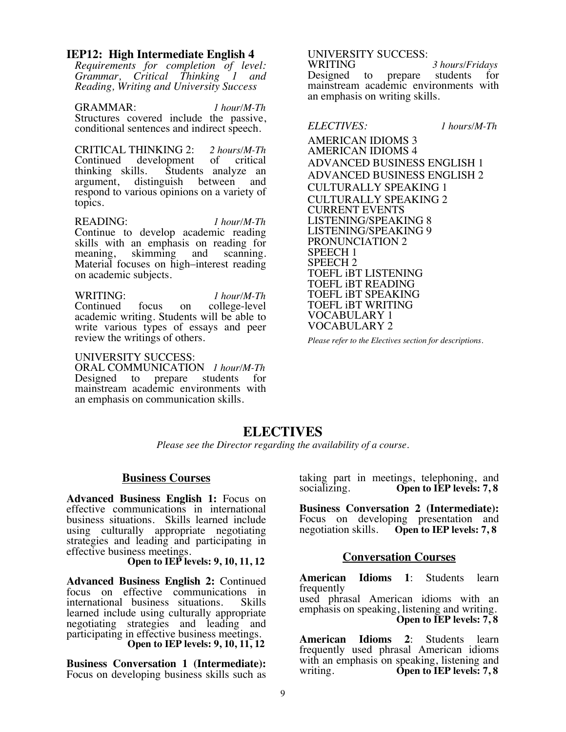### IEP12: High Intermediate English 4

*Requirements for completion of level: Grammar, Critical Thinking 1 and Reading, Writing and University Success*

GRAMMAR: *1 hour/M-Th*
Structures covered include the passive, conditional sentences and indirect speech.

CRITICAL THINKING 2: *2 hours/M-Th*
Continued development of critical thinking skills. Students analyze an argument, distinguish between and respond to various opinions on a variety of topics.

READING: *1 hour/M-Th*
Continue to develop academic reading skills with an emphasis on reading for meaning, skimming and scanning. Material focuses on high–interest reading on academic subjects.

WRITING: *1 hour/M-Th*
Continued focus on college-level academic writing. Students will be able to write various types of essays and peer review the writings of others.

UNIVERSITY SUCCESS:
ORAL COMMUNICATION *1 hour/M-Th*
Designed to prepare students for mainstream academic environments with an emphasis on communication skills.

UNIVERSITY SUCCESS:
WRITING *3 hours/Fridays*
Designed to prepare students for mainstream academic environments with an emphasis on writing skills.

*ELECTIVES:* *1 hours/M-Th*

AMERICAN IDIOMS 3
AMERICAN IDIOMS 4
ADVANCED BUSINESS ENGLISH 1
ADVANCED BUSINESS ENGLISH 2
CULTURALLY SPEAKING 1
CULTURALLY SPEAKING 2
CURRENT EVENTS
LISTENING/SPEAKING 8
LISTENING/SPEAKING 9
PRONUNCIATION 2
SPEECH 1
SPEECH 2
TOEFL iBT LISTENING
TOEFL iBT READING
TOEFL iBT SPEAKING
TOEFL iBT WRITING
VOCABULARY 1
VOCABULARY 2

*Please refer to the Electives section for descriptions.*

## ELECTIVES

*Please see the Director regarding the availability of a course.*

### Business Courses

**Advanced Business English 1:** Focus on effective communications in international business situations. Skills learned include using culturally appropriate negotiating strategies and leading and participating in effective business meetings.
**Open to IEP levels: 9, 10, 11, 12**

**Advanced Business English 2:** Continued focus on effective communications in international business situations. Skills learned include using culturally appropriate negotiating strategies and leading and participating in effective business meetings.
**Open to IEP levels: 9, 10, 11, 12**

**Business Conversation 1 (Intermediate):** Focus on developing business skills such as taking part in meetings, telephoning, and socializing. **Open to IEP levels: 7, 8**

**Business Conversation 2 (Intermediate):** Focus on developing presentation and negotiation skills. **Open to IEP levels: 7, 8**

### Conversation Courses

**American Idioms 1**: Students learn frequently
used phrasal American idioms with an emphasis on speaking, listening and writing.
**Open to IEP levels: 7, 8**

**American Idioms 2**: Students learn frequently used phrasal American idioms with an emphasis on speaking, listening and writing. **Open to IEP levels: 7, 8**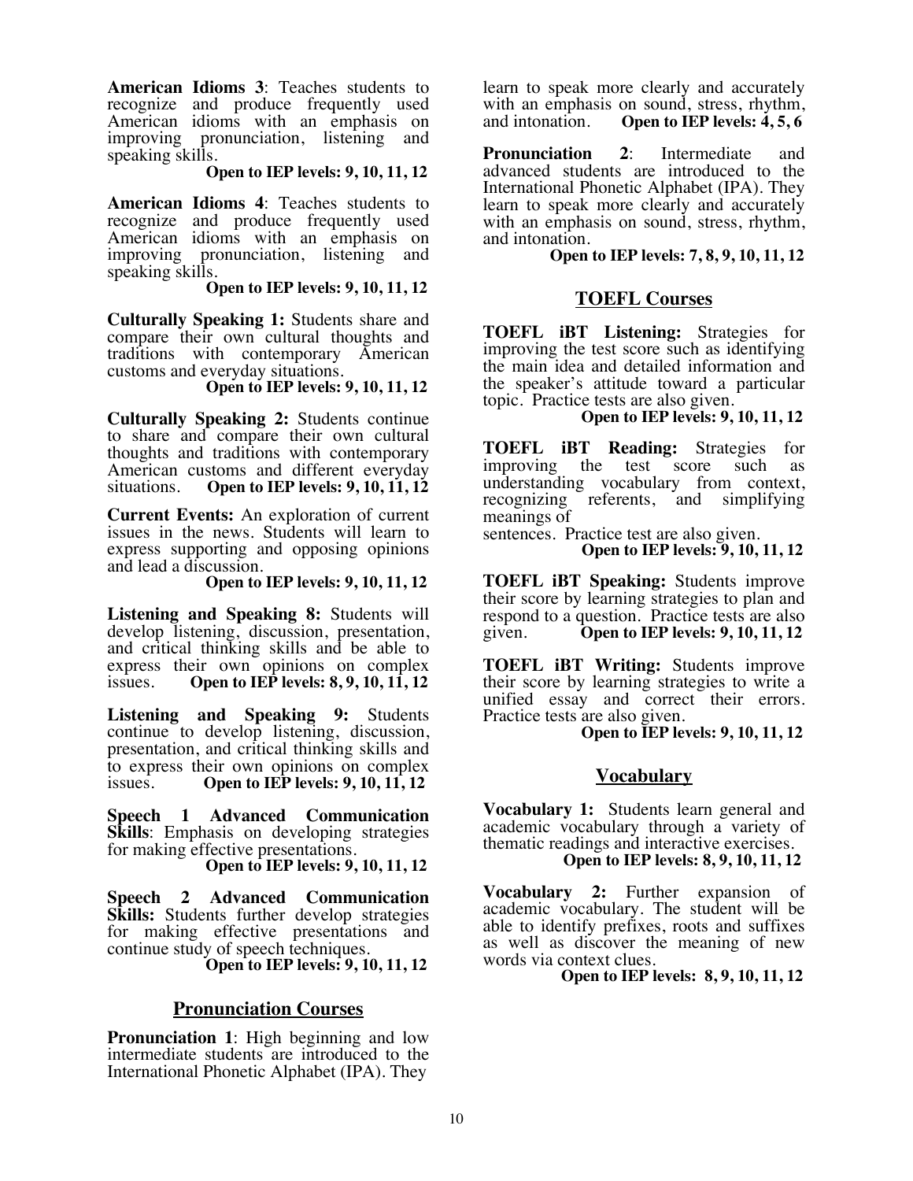**American Idioms 3**: Teaches students to recognize and produce frequently used American idioms with an emphasis on improving pronunciation, listening and speaking skills.

**Open to IEP levels: 9, 10, 11, 12**

**American Idioms 4**: Teaches students to recognize and produce frequently used American idioms with an emphasis on improving pronunciation, listening and speaking skills.

**Open to IEP levels: 9, 10, 11, 12**

**Culturally Speaking 1:** Students share and compare their own cultural thoughts and traditions with contemporary American customs and everyday situations.

**Open to IEP levels: 9, 10, 11, 12**

**Culturally Speaking 2:** Students continue to share and compare their own cultural thoughts and traditions with contemporary American customs and different everyday situations. **Open to IEP levels: 9, 10, 11, 12**

**Current Events:** An exploration of current issues in the news. Students will learn to express supporting and opposing opinions and lead a discussion.

**Open to IEP levels: 9, 10, 11, 12**

**Listening and Speaking 8:** Students will develop listening, discussion, presentation, and critical thinking skills and be able to express their own opinions on complex issues. **Open to IEP levels: 8, 9, 10, 11, 12**

**Listening and Speaking 9:** Students continue to develop listening, discussion, presentation, and critical thinking skills and to express their own opinions on complex issues. **Open to IEP levels: 9, 10, 11, 12**

**Speech 1 Advanced Communication Skills**: Emphasis on developing strategies for making effective presentations.

**Open to IEP levels: 9, 10, 11, 12**

**Speech 2 Advanced Communication Skills:** Students further develop strategies for making effective presentations and continue study of speech techniques.

**Open to IEP levels: 9, 10, 11, 12**

## Pronunciation Courses

**Pronunciation 1**: High beginning and low intermediate students are introduced to the International Phonetic Alphabet (IPA). They learn to speak more clearly and accurately with an emphasis on sound, stress, rhythm, and intonation. **Open to IEP levels: 4, 5, 6**

**Pronunciation 2**: Intermediate and advanced students are introduced to the International Phonetic Alphabet (IPA). They learn to speak more clearly and accurately with an emphasis on sound, stress, rhythm, and intonation.

**Open to IEP levels: 7, 8, 9, 10, 11, 12**

## TOEFL Courses

**TOEFL iBT Listening:** Strategies for improving the test score such as identifying the main idea and detailed information and the speaker's attitude toward a particular topic. Practice tests are also given.

**Open to IEP levels: 9, 10, 11, 12**

**TOEFL iBT Reading:** Strategies for improving the test score such as understanding vocabulary from context, recognizing referents, and simplifying meanings of
sentences. Practice test are also given.

**Open to IEP levels: 9, 10, 11, 12**

**TOEFL iBT Speaking:** Students improve their score by learning strategies to plan and respond to a question. Practice tests are also given. **Open to IEP levels: 9, 10, 11, 12**

**TOEFL iBT Writing:** Students improve their score by learning strategies to write a unified essay and correct their errors. Practice tests are also given.

**Open to IEP levels: 9, 10, 11, 12**

## Vocabulary

**Vocabulary 1:** Students learn general and academic vocabulary through a variety of thematic readings and interactive exercises.

**Open to IEP levels: 8, 9, 10, 11, 12**

**Vocabulary 2:** Further expansion of academic vocabulary. The student will be able to identify prefixes, roots and suffixes as well as discover the meaning of new words via context clues.

**Open to IEP levels: 8, 9, 10, 11, 12**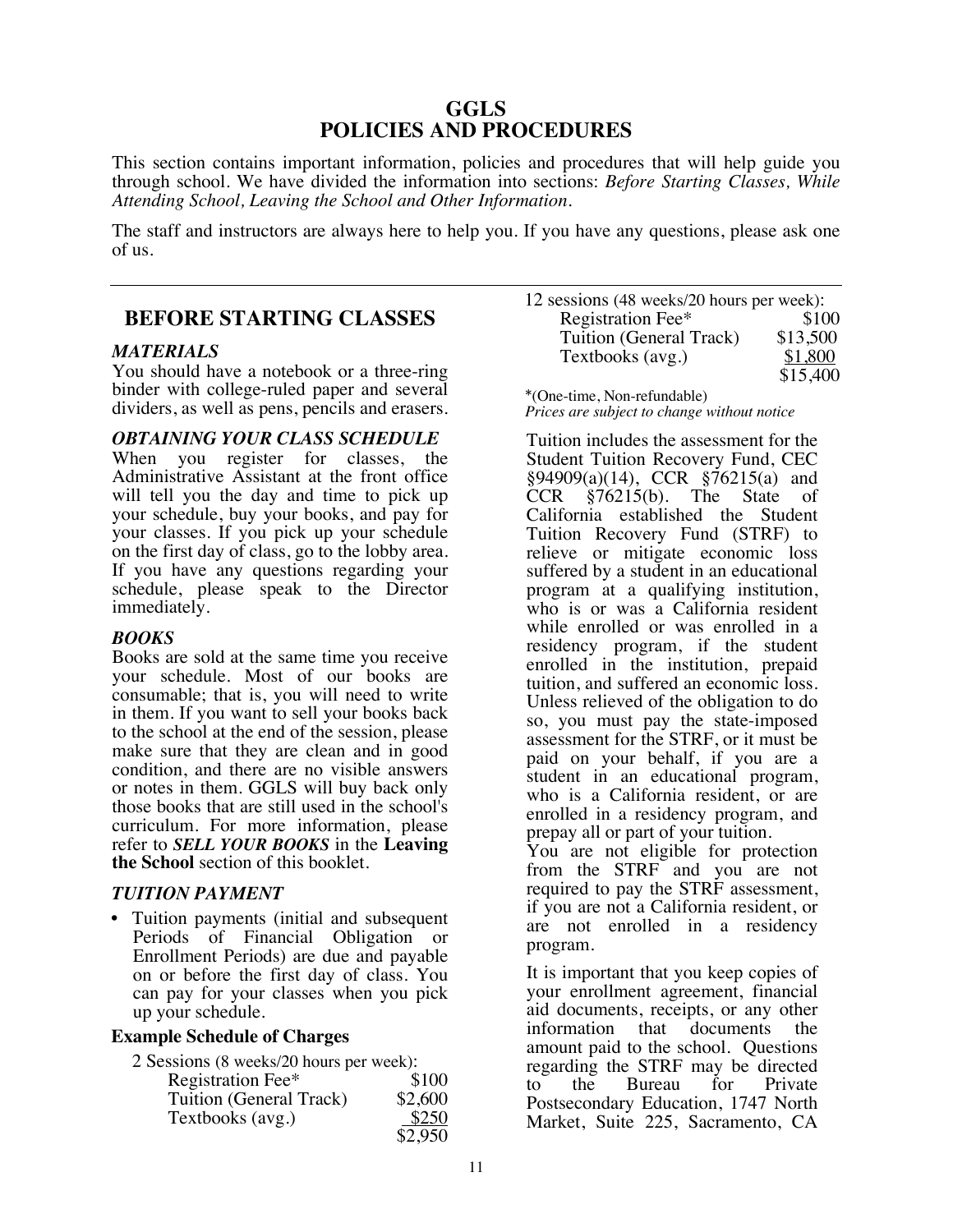# GGLS
# POLICIES AND PROCEDURES

This section contains important information, policies and procedures that will help guide you through school. We have divided the information into sections: *Before Starting Classes, While Attending School, Leaving the School and Other Information.*

The staff and instructors are always here to help you. If you have any questions, please ask one of us.

## BEFORE STARTING CLASSES

### *MATERIALS*

You should have a notebook or a three-ring binder with college-ruled paper and several dividers, as well as pens, pencils and erasers.

### *OBTAINING YOUR CLASS SCHEDULE*

When you register for classes, the Administrative Assistant at the front office will tell you the day and time to pick up your schedule, buy your books, and pay for your classes. If you pick up your schedule on the first day of class, go to the lobby area. If you have any questions regarding your schedule, please speak to the Director immediately.

### *BOOKS*

Books are sold at the same time you receive your schedule. Most of our books are consumable; that is, you will need to write in them. If you want to sell your books back to the school at the end of the session, please make sure that they are clean and in good condition, and there are no visible answers or notes in them. GGLS will buy back only those books that are still used in the school's curriculum. For more information, please refer to ***SELL YOUR BOOKS*** in the **Leaving the School** section of this booklet.

### *TUITION PAYMENT*

- Tuition payments (initial and subsequent Periods of Financial Obligation or Enrollment Periods) are due and payable on or before the first day of class. You can pay for your classes when you pick up your schedule.

**Example Schedule of Charges**

2 Sessions (8 weeks/20 hours per week):

| | |
|---|---|
| Registration Fee* | $100 |
| Tuition (General Track) | $2,600 |
| Textbooks (avg.) | $250 |
| | $2,950 |

12 sessions (48 weeks/20 hours per week):

| | |
|---|---|
| Registration Fee* | $100 |
| Tuition (General Track) | $13,500 |
| Textbooks (avg.) | $1,800 |
| | $15,400 |

*(One-time, Non-refundable)
*Prices are subject to change without notice*

Tuition includes the assessment for the Student Tuition Recovery Fund, CEC §94909(a)(14), CCR §76215(a) and CCR §76215(b). The State of California established the Student Tuition Recovery Fund (STRF) to relieve or mitigate economic loss suffered by a student in an educational program at a qualifying institution, who is or was a California resident while enrolled or was enrolled in a residency program, if the student enrolled in the institution, prepaid tuition, and suffered an economic loss. Unless relieved of the obligation to do so, you must pay the state-imposed assessment for the STRF, or it must be paid on your behalf, if you are a student in an educational program, who is a California resident, or are enrolled in a residency program, and prepay all or part of your tuition.
You are not eligible for protection from the STRF and you are not required to pay the STRF assessment, if you are not a California resident, or are not enrolled in a residency program.

It is important that you keep copies of your enrollment agreement, financial aid documents, receipts, or any other information that documents the amount paid to the school. Questions regarding the STRF may be directed to the Bureau for Private Postsecondary Education, 1747 North Market, Suite 225, Sacramento, CA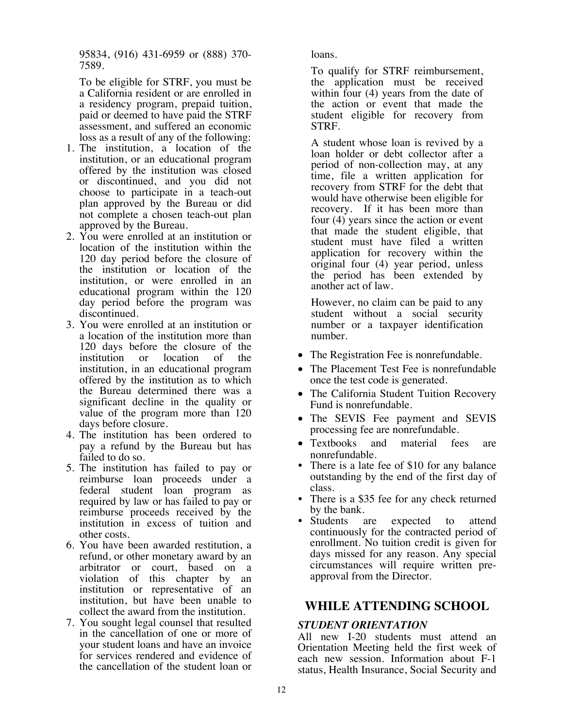95834, (916) 431-6959 or (888) 370-7589.

To be eligible for STRF, you must be a California resident or are enrolled in a residency program, prepaid tuition, paid or deemed to have paid the STRF assessment, and suffered an economic loss as a result of any of the following:

1. The institution, a location of the institution, or an educational program offered by the institution was closed or discontinued, and you did not choose to participate in a teach-out plan approved by the Bureau or did not complete a chosen teach-out plan approved by the Bureau.
2. You were enrolled at an institution or location of the institution within the 120 day period before the closure of the institution or location of the institution, or were enrolled in an educational program within the 120 day period before the program was discontinued.
3. You were enrolled at an institution or a location of the institution more than 120 days before the closure of the institution or location of the institution, in an educational program offered by the institution as to which the Bureau determined there was a significant decline in the quality or value of the program more than 120 days before closure.
4. The institution has been ordered to pay a refund by the Bureau but has failed to do so.
5. The institution has failed to pay or reimburse loan proceeds under a federal student loan program as required by law or has failed to pay or reimburse proceeds received by the institution in excess of tuition and other costs.
6. You have been awarded restitution, a refund, or other monetary award by an arbitrator or court, based on a violation of this chapter by an institution or representative of an institution, but have been unable to collect the award from the institution.
7. You sought legal counsel that resulted in the cancellation of one or more of your student loans and have an invoice for services rendered and evidence of the cancellation of the student loan or loans.

To qualify for STRF reimbursement, the application must be received within four (4) years from the date of the action or event that made the student eligible for recovery from STRF.

A student whose loan is revived by a loan holder or debt collector after a period of non-collection may, at any time, file a written application for recovery from STRF for the debt that would have otherwise been eligible for recovery. If it has been more than four (4) years since the action or event that made the student eligible, that student must have filed a written application for recovery within the original four (4) year period, unless the period has been extended by another act of law.

However, no claim can be paid to any student without a social security number or a taxpayer identification number.

- The Registration Fee is nonrefundable.
- The Placement Test Fee is nonrefundable once the test code is generated.
- The California Student Tuition Recovery Fund is nonrefundable.
- The SEVIS Fee payment and SEVIS processing fee are nonrefundable.
- Textbooks and material fees are nonrefundable.
- There is a late fee of $10 for any balance outstanding by the end of the first day of class.
- There is a $35 fee for any check returned by the bank.
- Students are expected to attend continuously for the contracted period of enrollment. No tuition credit is given for days missed for any reason. Any special circumstances will require written pre-approval from the Director.

## WHILE ATTENDING SCHOOL

### *STUDENT ORIENTATION*

All new I-20 students must attend an Orientation Meeting held the first week of each new session. Information about F-1 status, Health Insurance, Social Security and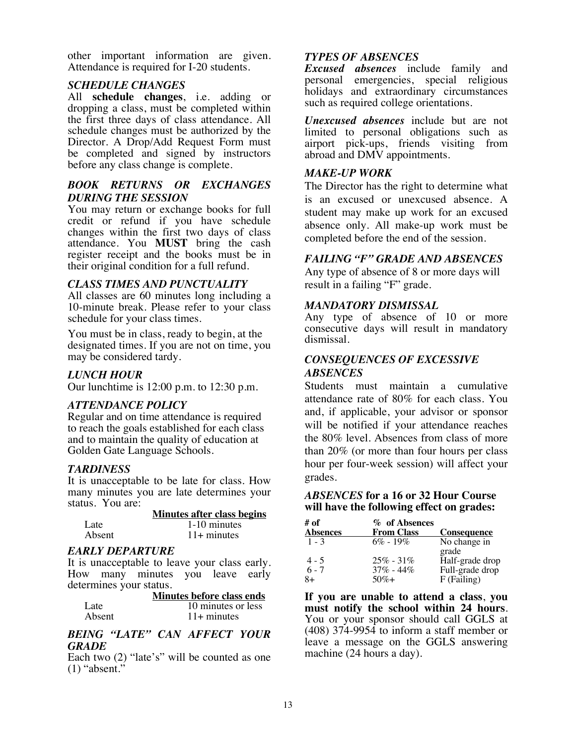other important information are given. Attendance is required for I-20 students.

### *SCHEDULE CHANGES*

All **schedule changes**, i.e. adding or dropping a class, must be completed within the first three days of class attendance. All schedule changes must be authorized by the Director. A Drop/Add Request Form must be completed and signed by instructors before any class change is complete.

### *BOOK RETURNS OR EXCHANGES DURING THE SESSION*

You may return or exchange books for full credit or refund if you have schedule changes within the first two days of class attendance. You **MUST** bring the cash register receipt and the books must be in their original condition for a full refund.

### *CLASS TIMES AND PUNCTUALITY*

All classes are 60 minutes long including a 10-minute break. Please refer to your class schedule for your class times.

You must be in class, ready to begin, at the designated times. If you are not on time, you may be considered tardy.

### *LUNCH HOUR*

Our lunchtime is 12:00 p.m. to 12:30 p.m.

### *ATTENDANCE POLICY*

Regular and on time attendance is required to reach the goals established for each class and to maintain the quality of education at Golden Gate Language Schools.

### *TARDINESS*

It is unacceptable to be late for class. How many minutes you are late determines your status. You are:

| | Minutes after class begins |
|---|---|
| Late | 1-10 minutes |
| Absent | 11+ minutes |

### *EARLY DEPARTURE*

It is unacceptable to leave your class early. How many minutes you leave early determines your status.

| | Minutes before class ends |
|---|---|
| Late | 10 minutes or less |
| Absent | 11+ minutes |

### *BEING "LATE" CAN AFFECT YOUR GRADE*

Each two (2) "late's" will be counted as one (1) "absent."

### *TYPES OF ABSENCES*

***Excused absences*** include family and personal emergencies, special religious holidays and extraordinary circumstances such as required college orientations.

***Unexcused absences*** include but are not limited to personal obligations such as airport pick-ups, friends visiting from abroad and DMV appointments.

### *MAKE-UP WORK*

The Director has the right to determine what is an excused or unexcused absence. A student may make up work for an excused absence only. All make-up work must be completed before the end of the session.

### *FAILING "F" GRADE AND ABSENCES*

Any type of absence of 8 or more days will result in a failing "F" grade.

### *MANDATORY DISMISSAL*

Any type of absence of 10 or more consecutive days will result in mandatory dismissal.

### *CONSEQUENCES OF EXCESSIVE ABSENCES*

Students must maintain a cumulative attendance rate of 80% for each class. You and, if applicable, your advisor or sponsor will be notified if your attendance reaches the 80% level. Absences from class of more than 20% (or more than four hours per class hour per four-week session) will affect your grades.

#### *ABSENCES* for a 16 or 32 Hour Course will have the following effect on grades:

| # of Absences | % of Absences From Class | Consequence |
|---|---|---|
| 1 - 3 | 6% - 19% | No change in grade |
| 4 - 5 | 25% - 31% | Half-grade drop |
| 6 - 7 | 37% - 44% | Full-grade drop |
| 8+ | 50%+ | F (Failing) |

**If you are unable to attend a class**, **you must notify the school within 24 hours**. You or your sponsor should call GGLS at (408) 374-9954 to inform a staff member or leave a message on the GGLS answering machine (24 hours a day).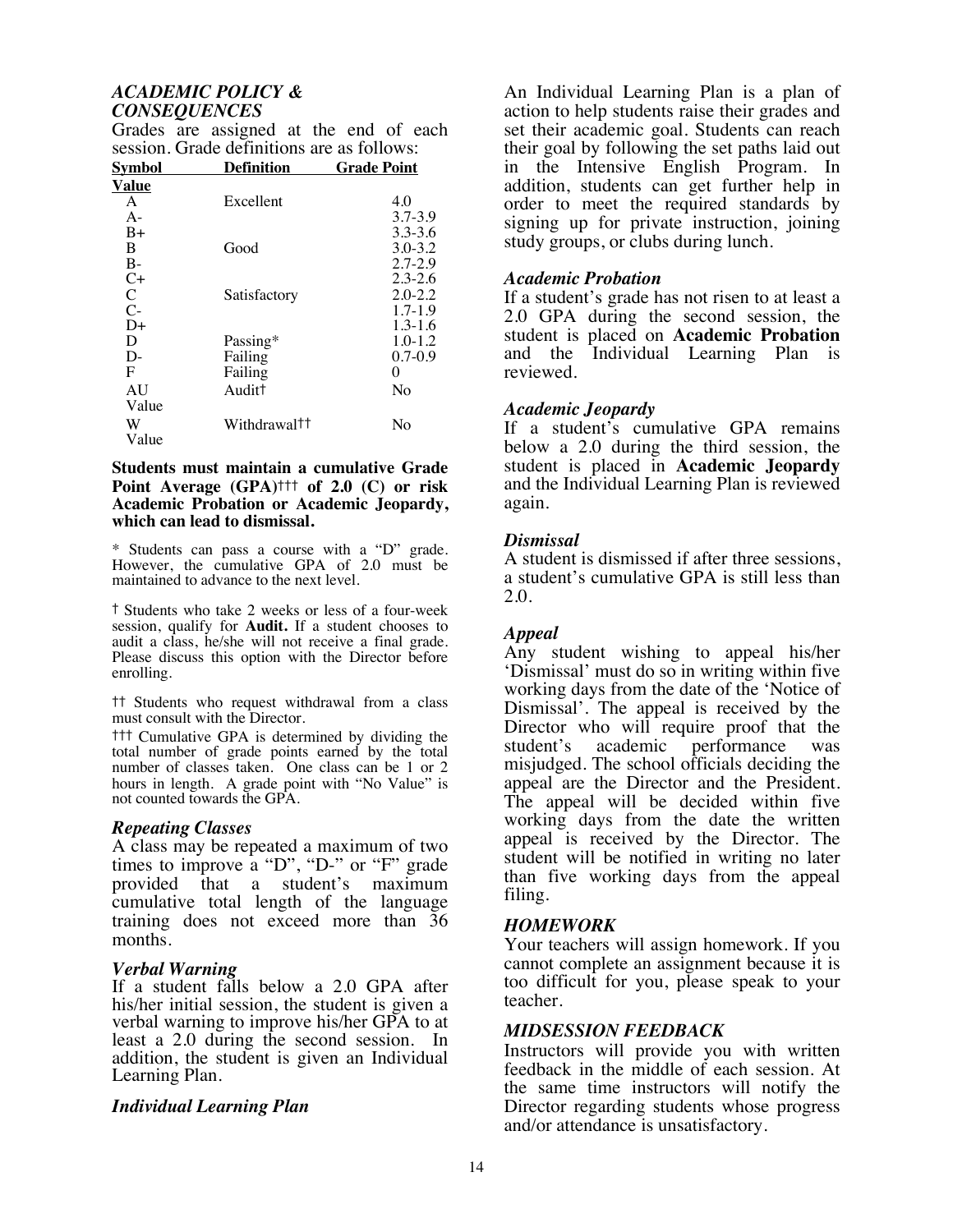## *ACADEMIC POLICY & CONSEQUENCES*

Grades are assigned at the end of each session. Grade definitions are as follows:

| Symbol | Definition | Grade Point Value |
|---|---|---|
| A | Excellent | 4.0 |
| A- | | 3.7-3.9 |
| B+ | | 3.3-3.6 |
| B | Good | 3.0-3.2 |
| B- | | 2.7-2.9 |
| C+ | | 2.3-2.6 |
| C | Satisfactory | 2.0-2.2 |
| C- | | 1.7-1.9 |
| D+ | | 1.3-1.6 |
| D | Passing* | 1.0-1.2 |
| D- | Failing | 0.7-0.9 |
| F | Failing | 0 |
| AU | Audit† | No Value |
| W | Withdrawal†† | No Value |

**Students must maintain a cumulative Grade Point Average (GPA)††† of 2.0 (C) or risk Academic Probation or Academic Jeopardy, which can lead to dismissal.**

\* Students can pass a course with a "D" grade. However, the cumulative GPA of 2.0 must be maintained to advance to the next level.

† Students who take 2 weeks or less of a four-week session, qualify for **Audit.** If a student chooses to audit a class, he/she will not receive a final grade. Please discuss this option with the Director before enrolling.

†† Students who request withdrawal from a class must consult with the Director.

††† Cumulative GPA is determined by dividing the total number of grade points earned by the total number of classes taken. One class can be 1 or 2 hours in length. A grade point with "No Value" is not counted towards the GPA.

### *Repeating Classes*

A class may be repeated a maximum of two times to improve a "D", "D-" or "F" grade provided that a student's maximum cumulative total length of the language training does not exceed more than 36 months.

### *Verbal Warning*

If a student falls below a 2.0 GPA after his/her initial session, the student is given a verbal warning to improve his/her GPA to at least a 2.0 during the second session. In addition, the student is given an Individual Learning Plan.

### *Individual Learning Plan*

An Individual Learning Plan is a plan of action to help students raise their grades and set their academic goal. Students can reach their goal by following the set paths laid out in the Intensive English Program. In addition, students can get further help in order to meet the required standards by signing up for private instruction, joining study groups, or clubs during lunch.

### *Academic Probation*

If a student's grade has not risen to at least a 2.0 GPA during the second session, the student is placed on **Academic Probation** and the Individual Learning Plan is reviewed.

### *Academic Jeopardy*

If a student's cumulative GPA remains below a 2.0 during the third session, the student is placed in **Academic Jeopardy** and the Individual Learning Plan is reviewed again.

### *Dismissal*

A student is dismissed if after three sessions, a student's cumulative GPA is still less than 2.0.

### *Appeal*

Any student wishing to appeal his/her 'Dismissal' must do so in writing within five working days from the date of the 'Notice of Dismissal'. The appeal is received by the Director who will require proof that the student's academic performance was misjudged. The school officials deciding the appeal are the Director and the President. The appeal will be decided within five working days from the date the written appeal is received by the Director. The student will be notified in writing no later than five working days from the appeal filing.

## *HOMEWORK*

Your teachers will assign homework. If you cannot complete an assignment because it is too difficult for you, please speak to your teacher.

## *MIDSESSION FEEDBACK*

Instructors will provide you with written feedback in the middle of each session. At the same time instructors will notify the Director regarding students whose progress and/or attendance is unsatisfactory.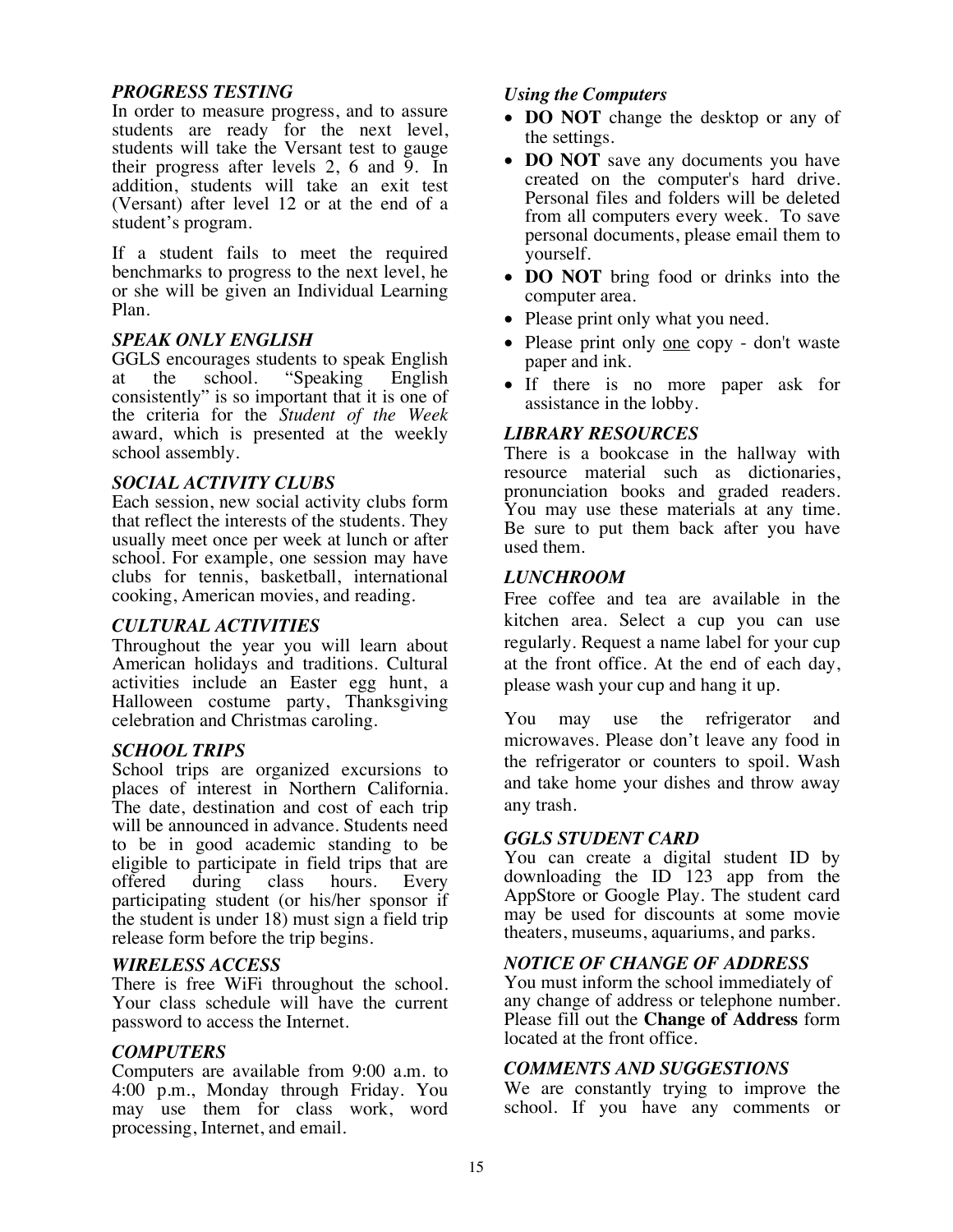### *PROGRESS TESTING*

In order to measure progress, and to assure students are ready for the next level, students will take the Versant test to gauge their progress after levels 2, 6 and 9. In addition, students will take an exit test (Versant) after level 12 or at the end of a student's program.

If a student fails to meet the required benchmarks to progress to the next level, he or she will be given an Individual Learning Plan.

### *SPEAK ONLY ENGLISH*

GGLS encourages students to speak English at the school. "Speaking English consistently" is so important that it is one of the criteria for the *Student of the Week* award, which is presented at the weekly school assembly.

### *SOCIAL ACTIVITY CLUBS*

Each session, new social activity clubs form that reflect the interests of the students. They usually meet once per week at lunch or after school. For example, one session may have clubs for tennis, basketball, international cooking, American movies, and reading.

### *CULTURAL ACTIVITIES*

Throughout the year you will learn about American holidays and traditions. Cultural activities include an Easter egg hunt, a Halloween costume party, Thanksgiving celebration and Christmas caroling.

### *SCHOOL TRIPS*

School trips are organized excursions to places of interest in Northern California. The date, destination and cost of each trip will be announced in advance. Students need to be in good academic standing to be eligible to participate in field trips that are offered during class hours. Every participating student (or his/her sponsor if the student is under 18) must sign a field trip release form before the trip begins.

### *WIRELESS ACCESS*

There is free WiFi throughout the school. Your class schedule will have the current password to access the Internet.

### *COMPUTERS*

Computers are available from 9:00 a.m. to 4:00 p.m., Monday through Friday. You may use them for class work, word processing, Internet, and email.

#### *Using the Computers*

- **DO NOT** change the desktop or any of the settings.
- **DO NOT** save any documents you have created on the computer's hard drive. Personal files and folders will be deleted from all computers every week. To save personal documents, please email them to yourself.
- **DO NOT** bring food or drinks into the computer area.
- Please print only what you need.
- Please print only <u>one</u> copy - don't waste paper and ink.
- If there is no more paper ask for assistance in the lobby.

### *LIBRARY RESOURCES*

There is a bookcase in the hallway with resource material such as dictionaries, pronunciation books and graded readers. You may use these materials at any time. Be sure to put them back after you have used them.

### *LUNCHROOM*

Free coffee and tea are available in the kitchen area. Select a cup you can use regularly. Request a name label for your cup at the front office. At the end of each day, please wash your cup and hang it up.

You may use the refrigerator and microwaves. Please don't leave any food in the refrigerator or counters to spoil. Wash and take home your dishes and throw away any trash.

### *GGLS STUDENT CARD*

You can create a digital student ID by downloading the ID 123 app from the AppStore or Google Play. The student card may be used for discounts at some movie theaters, museums, aquariums, and parks.

### *NOTICE OF CHANGE OF ADDRESS*

You must inform the school immediately of any change of address or telephone number. Please fill out the **Change of Address** form located at the front office.

### *COMMENTS AND SUGGESTIONS*

We are constantly trying to improve the school. If you have any comments or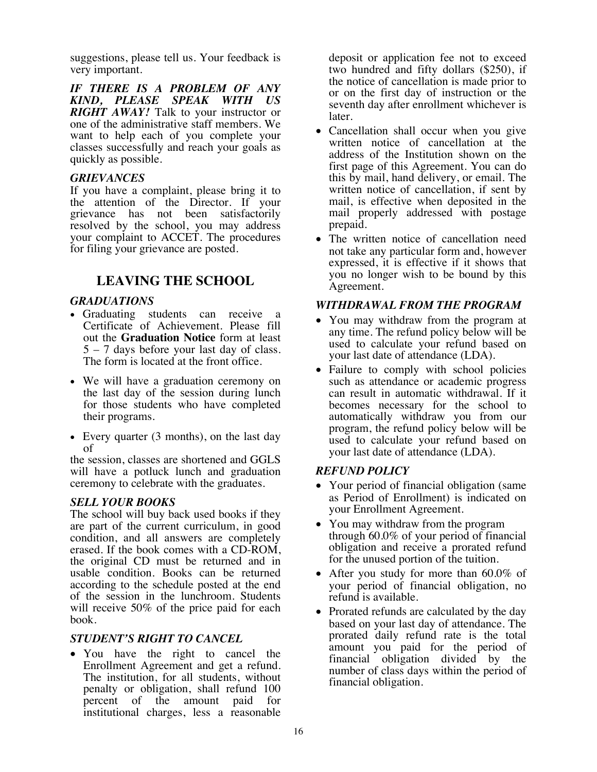suggestions, please tell us. Your feedback is very important.

***IF THERE IS A PROBLEM OF ANY KIND, PLEASE SPEAK WITH US RIGHT AWAY!*** Talk to your instructor or one of the administrative staff members. We want to help each of you complete your classes successfully and reach your goals as quickly as possible.

### *GRIEVANCES*

If you have a complaint, please bring it to the attention of the Director. If your grievance has not been satisfactorily resolved by the school, you may address your complaint to ACCET. The procedures for filing your grievance are posted.

## LEAVING THE SCHOOL

### *GRADUATIONS*

- Graduating students can receive a Certificate of Achievement. Please fill out the **Graduation Notice** form at least 5 – 7 days before your last day of class. The form is located at the front office.
- We will have a graduation ceremony on the last day of the session during lunch for those students who have completed their programs.
- Every quarter (3 months), on the last day of

the session, classes are shortened and GGLS will have a potluck lunch and graduation ceremony to celebrate with the graduates.

### *SELL YOUR BOOKS*

The school will buy back used books if they are part of the current curriculum, in good condition, and all answers are completely erased. If the book comes with a CD-ROM, the original CD must be returned and in usable condition. Books can be returned according to the schedule posted at the end of the session in the lunchroom. Students will receive 50% of the price paid for each book.

### *STUDENT'S RIGHT TO CANCEL*

- You have the right to cancel the Enrollment Agreement and get a refund. The institution, for all students, without penalty or obligation, shall refund 100 percent of the amount paid for institutional charges, less a reasonable deposit or application fee not to exceed two hundred and fifty dollars ($250), if the notice of cancellation is made prior to or on the first day of instruction or the seventh day after enrollment whichever is later.
- Cancellation shall occur when you give written notice of cancellation at the address of the Institution shown on the first page of this Agreement. You can do this by mail, hand delivery, or email. The written notice of cancellation, if sent by mail, is effective when deposited in the mail properly addressed with postage prepaid.
- The written notice of cancellation need not take any particular form and, however expressed, it is effective if it shows that you no longer wish to be bound by this Agreement.

### *WITHDRAWAL FROM THE PROGRAM*

- You may withdraw from the program at any time. The refund policy below will be used to calculate your refund based on your last date of attendance (LDA).
- Failure to comply with school policies such as attendance or academic progress can result in automatic withdrawal. If it becomes necessary for the school to automatically withdraw you from our program, the refund policy below will be used to calculate your refund based on your last date of attendance (LDA).

### *REFUND POLICY*

- Your period of financial obligation (same as Period of Enrollment) is indicated on your Enrollment Agreement.
- You may withdraw from the program through 60.0% of your period of financial obligation and receive a prorated refund for the unused portion of the tuition.
- After you study for more than 60.0% of your period of financial obligation, no refund is available.
- Prorated refunds are calculated by the day based on your last day of attendance. The prorated daily refund rate is the total amount you paid for the period of financial obligation divided by the number of class days within the period of financial obligation.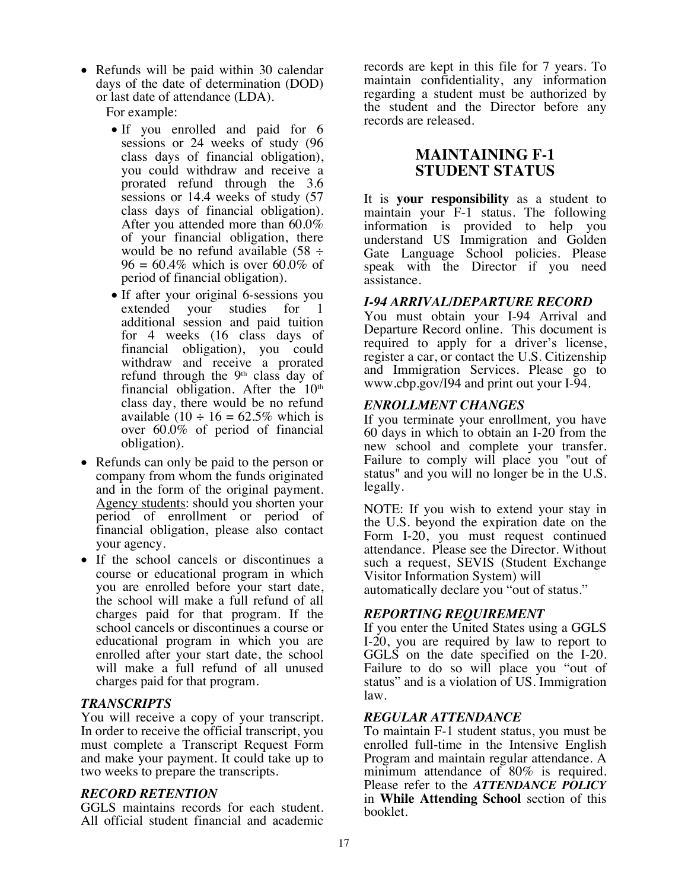- Refunds will be paid within 30 calendar days of the date of determination (DOD) or last date of attendance (LDA).

  For example:

  - If you enrolled and paid for 6 sessions or 24 weeks of study (96 class days of financial obligation), you could withdraw and receive a prorated refund through the 3.6 sessions or 14.4 weeks of study (57 class days of financial obligation). After you attended more than 60.0% of your financial obligation, there would be no refund available (58 ÷ 96 = 60.4% which is over 60.0% of period of financial obligation).
  - If after your original 6-sessions you extended your studies for 1 additional session and paid tuition for 4 weeks (16 class days of financial obligation), you could withdraw and receive a prorated refund through the 9th class day of financial obligation. After the 10th class day, there would be no refund available (10 ÷ 16 = 62.5% which is over 60.0% of period of financial obligation).
- Refunds can only be paid to the person or company from whom the funds originated and in the form of the original payment. <u>Agency students</u>: should you shorten your period of enrollment or period of financial obligation, please also contact your agency.
- If the school cancels or discontinues a course or educational program in which you are enrolled before your start date, the school will make a full refund of all charges paid for that program. If the school cancels or discontinues a course or educational program in which you are enrolled after your start date, the school will make a full refund of all unused charges paid for that program.

### *TRANSCRIPTS*

You will receive a copy of your transcript. In order to receive the official transcript, you must complete a Transcript Request Form and make your payment. It could take up to two weeks to prepare the transcripts.

### *RECORD RETENTION*

GGLS maintains records for each student. All official student financial and academic records are kept in this file for 7 years. To maintain confidentiality, any information regarding a student must be authorized by the student and the Director before any records are released.

## MAINTAINING F-1 STUDENT STATUS

It is **your responsibility** as a student to maintain your F-1 status. The following information is provided to help you understand US Immigration and Golden Gate Language School policies. Please speak with the Director if you need assistance.

### *I-94 ARRIVAL/DEPARTURE RECORD*

You must obtain your I-94 Arrival and Departure Record online. This document is required to apply for a driver's license, register a car, or contact the U.S. Citizenship and Immigration Services. Please go to www.cbp.gov/I94 and print out your I-94.

### *ENROLLMENT CHANGES*

If you terminate your enrollment, you have 60 days in which to obtain an I-20 from the new school and complete your transfer. Failure to comply will place you "out of status" and you will no longer be in the U.S. legally.

NOTE: If you wish to extend your stay in the U.S. beyond the expiration date on the Form I-20, you must request continued attendance. Please see the Director. Without such a request, SEVIS (Student Exchange Visitor Information System) will automatically declare you "out of status."

### *REPORTING REQUIREMENT*

If you enter the United States using a GGLS I-20, you are required by law to report to GGLS on the date specified on the I-20. Failure to do so will place you "out of status" and is a violation of US. Immigration law.

### *REGULAR ATTENDANCE*

To maintain F-1 student status, you must be enrolled full-time in the Intensive English Program and maintain regular attendance. A minimum attendance of 80% is required. Please refer to the ***ATTENDANCE POLICY*** in **While Attending School** section of this booklet.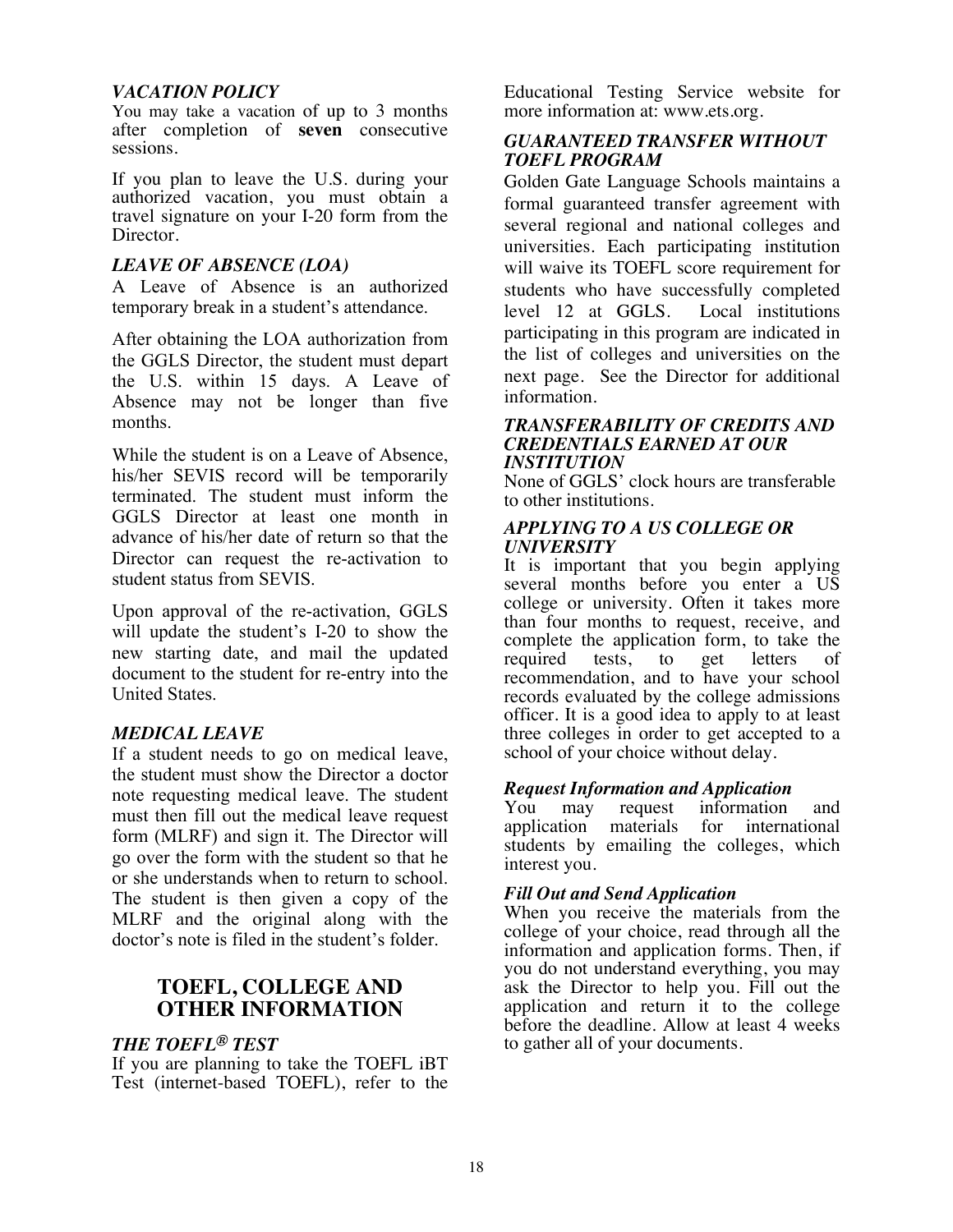### *VACATION POLICY*

You may take a vacation of up to 3 months after completion of **seven** consecutive sessions.

If you plan to leave the U.S. during your authorized vacation, you must obtain a travel signature on your I-20 form from the Director.

### *LEAVE OF ABSENCE (LOA)*

A Leave of Absence is an authorized temporary break in a student's attendance.

After obtaining the LOA authorization from the GGLS Director, the student must depart the U.S. within 15 days. A Leave of Absence may not be longer than five months.

While the student is on a Leave of Absence, his/her SEVIS record will be temporarily terminated. The student must inform the GGLS Director at least one month in advance of his/her date of return so that the Director can request the re-activation to student status from SEVIS.

Upon approval of the re-activation, GGLS will update the student's I-20 to show the new starting date, and mail the updated document to the student for re-entry into the United States.

### *MEDICAL LEAVE*

If a student needs to go on medical leave, the student must show the Director a doctor note requesting medical leave. The student must then fill out the medical leave request form (MLRF) and sign it. The Director will go over the form with the student so that he or she understands when to return to school. The student is then given a copy of the MLRF and the original along with the doctor's note is filed in the student's folder.

## TOEFL, COLLEGE AND OTHER INFORMATION

### *THE TOEFL® TEST*

If you are planning to take the TOEFL iBT Test (internet-based TOEFL), refer to the Educational Testing Service website for more information at: www.ets.org.

### *GUARANTEED TRANSFER WITHOUT TOEFL PROGRAM*

Golden Gate Language Schools maintains a formal guaranteed transfer agreement with several regional and national colleges and universities. Each participating institution will waive its TOEFL score requirement for students who have successfully completed level 12 at GGLS. Local institutions participating in this program are indicated in the list of colleges and universities on the next page. See the Director for additional information.

### *TRANSFERABILITY OF CREDITS AND CREDENTIALS EARNED AT OUR INSTITUTION*

None of GGLS' clock hours are transferable to other institutions.

### *APPLYING TO A US COLLEGE OR UNIVERSITY*

It is important that you begin applying several months before you enter a US college or university. Often it takes more than four months to request, receive, and complete the application form, to take the required tests, to get letters of recommendation, and to have your school records evaluated by the college admissions officer. It is a good idea to apply to at least three colleges in order to get accepted to a school of your choice without delay.

#### *Request Information and Application*

You may request information and application materials for international students by emailing the colleges, which interest you.

#### *Fill Out and Send Application*

When you receive the materials from the college of your choice, read through all the information and application forms. Then, if you do not understand everything, you may ask the Director to help you. Fill out the application and return it to the college before the deadline. Allow at least 4 weeks to gather all of your documents.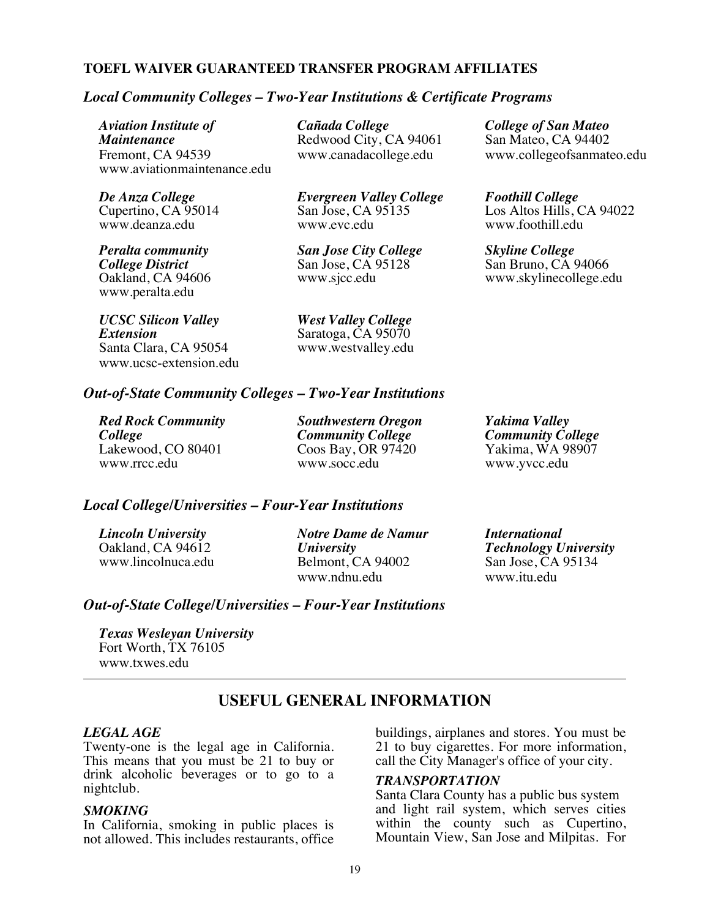**TOEFL WAIVER GUARANTEED TRANSFER PROGRAM AFFILIATES**

### *Local Community Colleges – Two-Year Institutions & Certificate Programs*

***Aviation Institute of Maintenance***
Fremont, CA 94539
www.aviationmaintenance.edu

***Cañada College***
Redwood City, CA 94061
www.canadacollege.edu

***College of San Mateo***
San Mateo, CA 94402
www.collegeofsanmateo.edu

***De Anza College***
Cupertino, CA 95014
www.deanza.edu

***Evergreen Valley College***
San Jose, CA 95135
www.evc.edu

***Foothill College***
Los Altos Hills, CA 94022
www.foothill.edu

***Peralta community College District***
Oakland, CA 94606
www.peralta.edu

***San Jose City College***
San Jose, CA 95128
www.sjcc.edu

***Skyline College***
San Bruno, CA 94066
www.skylinecollege.edu

***UCSC Silicon Valley Extension***
Santa Clara, CA 95054
www.ucsc-extension.edu

***West Valley College***
Saratoga, CA 95070
www.westvalley.edu

### *Out-of-State Community Colleges – Two-Year Institutions*

***Red Rock Community College***
Lakewood, CO 80401
www.rrcc.edu

***Southwestern Oregon Community College***
Coos Bay, OR 97420
www.socc.edu

***Yakima Valley Community College***
Yakima, WA 98907
www.yvcc.edu

### *Local College/Universities – Four-Year Institutions*

***Lincoln University***
Oakland, CA 94612
www.lincolnuca.edu

***Notre Dame de Namur University***
Belmont, CA 94002
www.ndnu.edu

***International Technology University***
San Jose, CA 95134
www.itu.edu

### *Out-of-State College/Universities – Four-Year Institutions*

***Texas Wesleyan University***
Fort Worth, TX 76105
www.txwes.edu

---

## USEFUL GENERAL INFORMATION

#### *LEGAL AGE*

Twenty-one is the legal age in California. This means that you must be 21 to buy or drink alcoholic beverages or to go to a nightclub.

#### *SMOKING*

In California, smoking in public places is not allowed. This includes restaurants, office buildings, airplanes and stores. You must be 21 to buy cigarettes. For more information, call the City Manager's office of your city.

#### *TRANSPORTATION*

Santa Clara County has a public bus system and light rail system, which serves cities within the county such as Cupertino, Mountain View, San Jose and Milpitas. For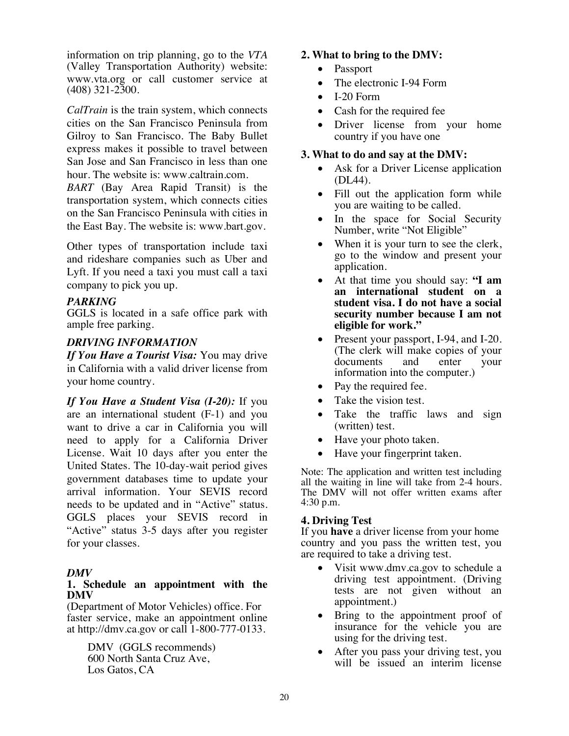information on trip planning, go to the *VTA* (Valley Transportation Authority) website: www.vta.org or call customer service at (408) 321-2300.

*CalTrain* is the train system, which connects cities on the San Francisco Peninsula from Gilroy to San Francisco. The Baby Bullet express makes it possible to travel between San Jose and San Francisco in less than one hour. The website is: www.caltrain.com.
*BART* (Bay Area Rapid Transit) is the transportation system, which connects cities on the San Francisco Peninsula with cities in the East Bay. The website is: www.bart.gov.

Other types of transportation include taxi and rideshare companies such as Uber and Lyft. If you need a taxi you must call a taxi company to pick you up.

### *PARKING*

GGLS is located in a safe office park with ample free parking.

### *DRIVING INFORMATION*

***If You Have a Tourist Visa:*** You may drive in California with a valid driver license from your home country.

***If You Have a Student Visa (I-20):*** If you are an international student (F-1) and you want to drive a car in California you will need to apply for a California Driver License. Wait 10 days after you enter the United States. The 10-day-wait period gives government databases time to update your arrival information. Your SEVIS record needs to be updated and in "Active" status. GGLS places your SEVIS record in "Active" status 3-5 days after you register for your classes.

### *DMV*

**1. Schedule an appointment with the DMV**
(Department of Motor Vehicles) office. For faster service, make an appointment online at http://dmv.ca.gov or call 1-800-777-0133.

> DMV (GGLS recommends)
> 600 North Santa Cruz Ave,
> Los Gatos, CA

**2. What to bring to the DMV:**

- Passport
- The electronic I-94 Form
- I-20 Form
- Cash for the required fee
- Driver license from your home country if you have one

**3. What to do and say at the DMV:**

- Ask for a Driver License application (DL44).
- Fill out the application form while you are waiting to be called.
- In the space for Social Security Number, write "Not Eligible"
- When it is your turn to see the clerk, go to the window and present your application.
- At that time you should say: **"I am an international student on a student visa. I do not have a social security number because I am not eligible for work."**
- Present your passport, I-94, and I-20. (The clerk will make copies of your documents and enter your information into the computer.)
- Pay the required fee.
- Take the vision test.
- Take the traffic laws and sign (written) test.
- Have your photo taken.
- Have your fingerprint taken.

Note: The application and written test including all the waiting in line will take from 2-4 hours. The DMV will not offer written exams after 4:30 p.m.

**4. Driving Test**
If you **have** a driver license from your home country and you pass the written test, you are required to take a driving test.

- Visit www.dmv.ca.gov to schedule a driving test appointment. (Driving tests are not given without an appointment.)
- Bring to the appointment proof of insurance for the vehicle you are using for the driving test.
- After you pass your driving test, you will be issued an interim license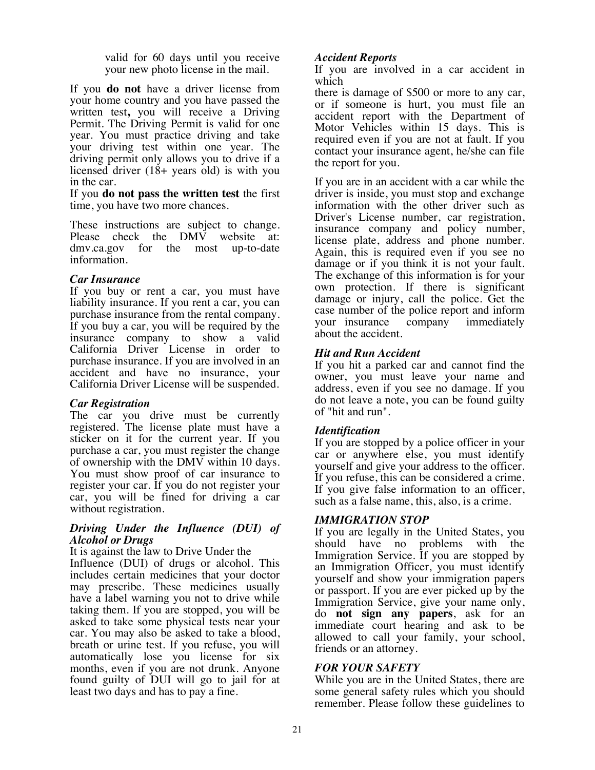valid for 60 days until you receive your new photo license in the mail.

If you **do not** have a driver license from your home country and you have passed the written test**,** you will receive a Driving Permit. The Driving Permit is valid for one year. You must practice driving and take your driving test within one year. The driving permit only allows you to drive if a licensed driver (18+ years old) is with you in the car.

If you **do not pass the written test** the first time, you have two more chances.

These instructions are subject to change. Please check the DMV website at: dmv.ca.gov for the most up-to-date information.

### *Car Insurance*

If you buy or rent a car, you must have liability insurance. If you rent a car, you can purchase insurance from the rental company. If you buy a car, you will be required by the insurance company to show a valid California Driver License in order to purchase insurance. If you are involved in an accident and have no insurance, your California Driver License will be suspended.

### *Car Registration*

The car you drive must be currently registered. The license plate must have a sticker on it for the current year. If you purchase a car, you must register the change of ownership with the DMV within 10 days. You must show proof of car insurance to register your car. If you do not register your car, you will be fined for driving a car without registration.

### *Driving Under the Influence (DUI) of Alcohol or Drugs*

It is against the law to Drive Under the Influence (DUI) of drugs or alcohol. This includes certain medicines that your doctor may prescribe. These medicines usually have a label warning you not to drive while taking them. If you are stopped, you will be asked to take some physical tests near your car. You may also be asked to take a blood, breath or urine test. If you refuse, you will automatically lose you license for six months, even if you are not drunk. Anyone found guilty of DUI will go to jail for at least two days and has to pay a fine.

### *Accident Reports*

If you are involved in a car accident in which there is damage of $500 or more to any car, or if someone is hurt, you must file an accident report with the Department of Motor Vehicles within 15 days. This is required even if you are not at fault. If you contact your insurance agent, he/she can file the report for you.

If you are in an accident with a car while the driver is inside, you must stop and exchange information with the other driver such as Driver's License number, car registration, insurance company and policy number, license plate, address and phone number. Again, this is required even if you see no damage or if you think it is not your fault. The exchange of this information is for your own protection. If there is significant damage or injury, call the police. Get the case number of the police report and inform your insurance company immediately about the accident.

### *Hit and Run Accident*

If you hit a parked car and cannot find the owner, you must leave your name and address, even if you see no damage. If you do not leave a note, you can be found guilty of "hit and run".

### *Identification*

If you are stopped by a police officer in your car or anywhere else, you must identify yourself and give your address to the officer. If you refuse, this can be considered a crime. If you give false information to an officer, such as a false name, this, also, is a crime.

### *IMMIGRATION STOP*

If you are legally in the United States, you should have no problems with the Immigration Service. If you are stopped by an Immigration Officer, you must identify yourself and show your immigration papers or passport. If you are ever picked up by the Immigration Service, give your name only, do **not sign any papers**, ask for an immediate court hearing and ask to be allowed to call your family, your school, friends or an attorney.

### *FOR YOUR SAFETY*

While you are in the United States, there are some general safety rules which you should remember. Please follow these guidelines to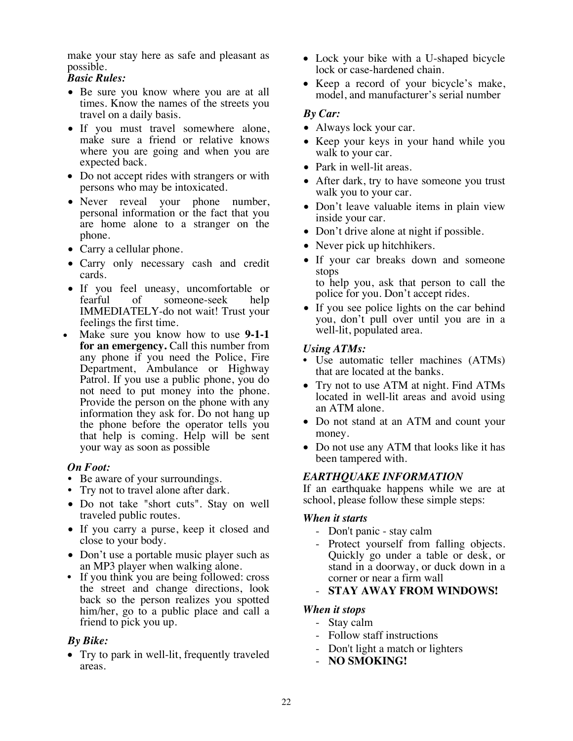make your stay here as safe and pleasant as possible.

***Basic Rules:***

- Be sure you know where you are at all times. Know the names of the streets you travel on a daily basis.
- If you must travel somewhere alone, make sure a friend or relative knows where you are going and when you are expected back.
- Do not accept rides with strangers or with persons who may be intoxicated.
- Never reveal your phone number, personal information or the fact that you are home alone to a stranger on the phone.
- Carry a cellular phone.
- Carry only necessary cash and credit cards.
- If you feel uneasy, uncomfortable or fearful of someone-seek help IMMEDIATELY-do not wait! Trust your feelings the first time.
- Make sure you know how to use **9-1-1 for an emergency.** Call this number from any phone if you need the Police, Fire Department, Ambulance or Highway Patrol. If you use a public phone, you do not need to put money into the phone. Provide the person on the phone with any information they ask for. Do not hang up the phone before the operator tells you that help is coming. Help will be sent your way as soon as possible

***On Foot:***

- Be aware of your surroundings.
- Try not to travel alone after dark.
- Do not take "short cuts". Stay on well traveled public routes.
- If you carry a purse, keep it closed and close to your body.
- Don't use a portable music player such as an MP3 player when walking alone.
- If you think you are being followed: cross the street and change directions, look back so the person realizes you spotted him/her, go to a public place and call a friend to pick you up.

***By Bike:***

- Try to park in well-lit, frequently traveled areas.
- Lock your bike with a U-shaped bicycle lock or case-hardened chain.
- Keep a record of your bicycle's make, model, and manufacturer's serial number

***By Car:***

- Always lock your car.
- Keep your keys in your hand while you walk to your car.
- Park in well-lit areas.
- After dark, try to have someone you trust walk you to your car.
- Don't leave valuable items in plain view inside your car.
- Don't drive alone at night if possible.
- Never pick up hitchhikers.
- If your car breaks down and someone stops to help you, ask that person to call the police for you. Don't accept rides.
- If you see police lights on the car behind you, don't pull over until you are in a well-lit, populated area.

***Using ATMs:***

- Use automatic teller machines (ATMs) that are located at the banks.
- Try not to use ATM at night. Find ATMs located in well-lit areas and avoid using an ATM alone.
- Do not stand at an ATM and count your money.
- Do not use any ATM that looks like it has been tampered with.

***EARTHQUAKE INFORMATION***

If an earthquake happens while we are at school, please follow these simple steps:

***When it starts***

- Don't panic - stay calm
- Protect yourself from falling objects. Quickly go under a table or desk, or stand in a doorway, or duck down in a corner or near a firm wall
- **STAY AWAY FROM WINDOWS!**

***When it stops***

- Stay calm
- Follow staff instructions
- Don't light a match or lighters
- **NO SMOKING!**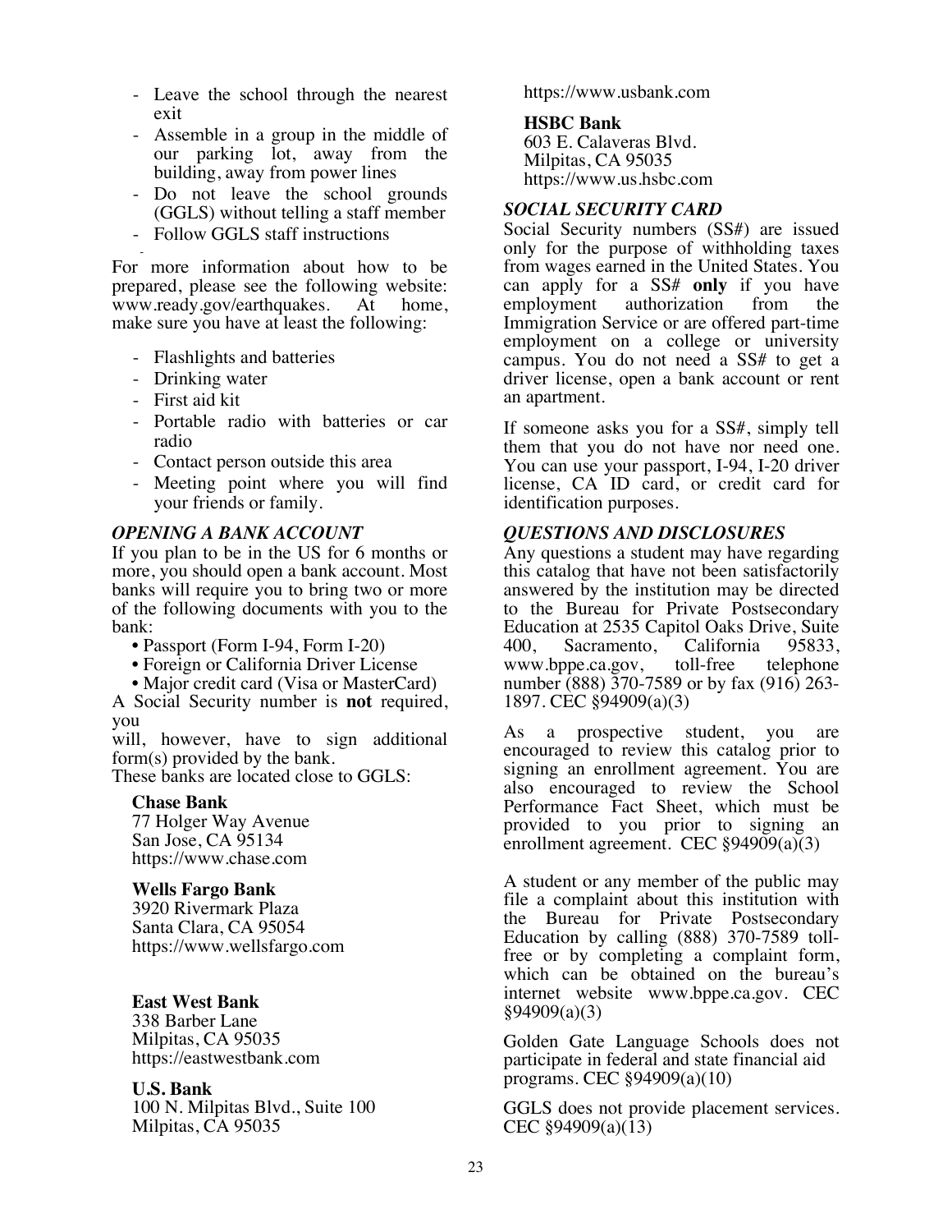- Leave the school through the nearest exit
- Assemble in a group in the middle of our parking lot, away from the building, away from power lines
- Do not leave the school grounds (GGLS) without telling a staff member
- Follow GGLS staff instructions

For more information about how to be prepared, please see the following website: www.ready.gov/earthquakes. At home, make sure you have at least the following:

- Flashlights and batteries
- Drinking water
- First aid kit
- Portable radio with batteries or car radio
- Contact person outside this area
- Meeting point where you will find your friends or family.

### *OPENING A BANK ACCOUNT*

If you plan to be in the US for 6 months or more, you should open a bank account. Most banks will require you to bring two or more of the following documents with you to the bank:

- Passport (Form I-94, Form I-20)
- Foreign or California Driver License
- Major credit card (Visa or MasterCard)

A Social Security number is **not** required, you will, however, have to sign additional form(s) provided by the bank.

These banks are located close to GGLS:

**Chase Bank**
77 Holger Way Avenue
San Jose, CA 95134
https://www.chase.com

**Wells Fargo Bank**
3920 Rivermark Plaza
Santa Clara, CA 95054
https://www.wellsfargo.com

**East West Bank**
338 Barber Lane
Milpitas, CA 95035
https://eastwestbank.com

**U.S. Bank**
100 N. Milpitas Blvd., Suite 100
Milpitas, CA 95035
https://www.usbank.com

**HSBC Bank**
603 E. Calaveras Blvd.
Milpitas, CA 95035
https://www.us.hsbc.com

### *SOCIAL SECURITY CARD*

Social Security numbers (SS#) are issued only for the purpose of withholding taxes from wages earned in the United States. You can apply for a SS# **only** if you have employment authorization from the Immigration Service or are offered part-time employment on a college or university campus. You do not need a SS# to get a driver license, open a bank account or rent an apartment.

If someone asks you for a SS#, simply tell them that you do not have nor need one. You can use your passport, I-94, I-20 driver license, CA ID card, or credit card for identification purposes.

### *QUESTIONS AND DISCLOSURES*

Any questions a student may have regarding this catalog that have not been satisfactorily answered by the institution may be directed to the Bureau for Private Postsecondary Education at 2535 Capitol Oaks Drive, Suite 400, Sacramento, California 95833, www.bppe.ca.gov, toll-free telephone number (888) 370-7589 or by fax (916) 263-1897. CEC §94909(a)(3)

As a prospective student, you are encouraged to review this catalog prior to signing an enrollment agreement. You are also encouraged to review the School Performance Fact Sheet, which must be provided to you prior to signing an enrollment agreement. CEC §94909(a)(3)

A student or any member of the public may file a complaint about this institution with the Bureau for Private Postsecondary Education by calling (888) 370-7589 toll-free or by completing a complaint form, which can be obtained on the bureau's internet website www.bppe.ca.gov. CEC §94909(a)(3)

Golden Gate Language Schools does not participate in federal and state financial aid programs. CEC §94909(a)(10)

GGLS does not provide placement services. CEC §94909(a)(13)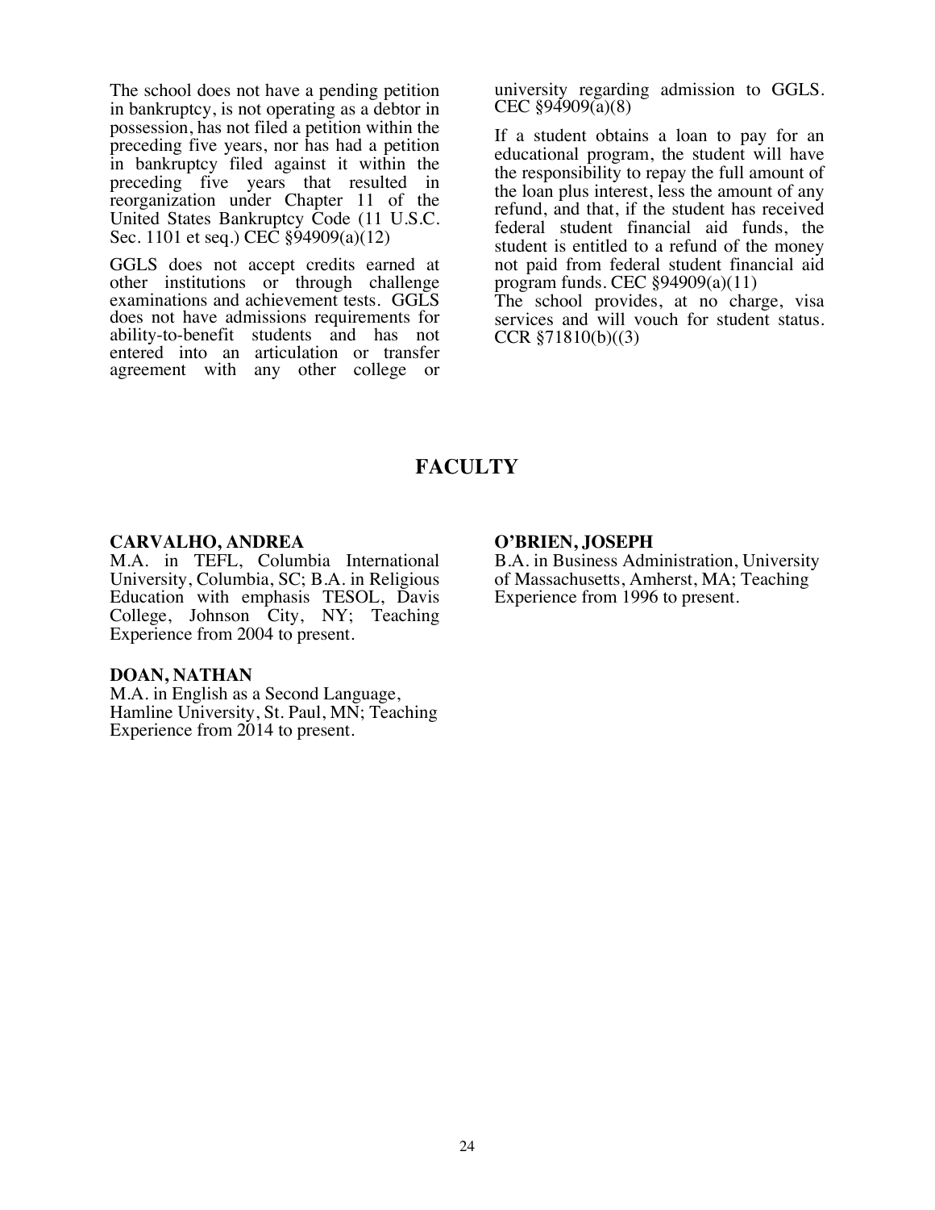The school does not have a pending petition in bankruptcy, is not operating as a debtor in possession, has not filed a petition within the preceding five years, nor has had a petition in bankruptcy filed against it within the preceding five years that resulted in reorganization under Chapter 11 of the United States Bankruptcy Code (11 U.S.C. Sec. 1101 et seq.) CEC §94909(a)(12)

GGLS does not accept credits earned at other institutions or through challenge examinations and achievement tests. GGLS does not have admissions requirements for ability-to-benefit students and has not entered into an articulation or transfer agreement with any other college or university regarding admission to GGLS. CEC §94909(a)(8)

If a student obtains a loan to pay for an educational program, the student will have the responsibility to repay the full amount of the loan plus interest, less the amount of any refund, and that, if the student has received federal student financial aid funds, the student is entitled to a refund of the money not paid from federal student financial aid program funds. CEC §94909(a)(11)

The school provides, at no charge, visa services and will vouch for student status. CCR §71810(b)((3)

## FACULTY

**CARVALHO, ANDREA**
M.A. in TEFL, Columbia International University, Columbia, SC; B.A. in Religious Education with emphasis TESOL, Davis College, Johnson City, NY; Teaching Experience from 2004 to present.

**DOAN, NATHAN**
M.A. in English as a Second Language, Hamline University, St. Paul, MN; Teaching Experience from 2014 to present.

**O'BRIEN, JOSEPH**
B.A. in Business Administration, University of Massachusetts, Amherst, MA; Teaching Experience from 1996 to present.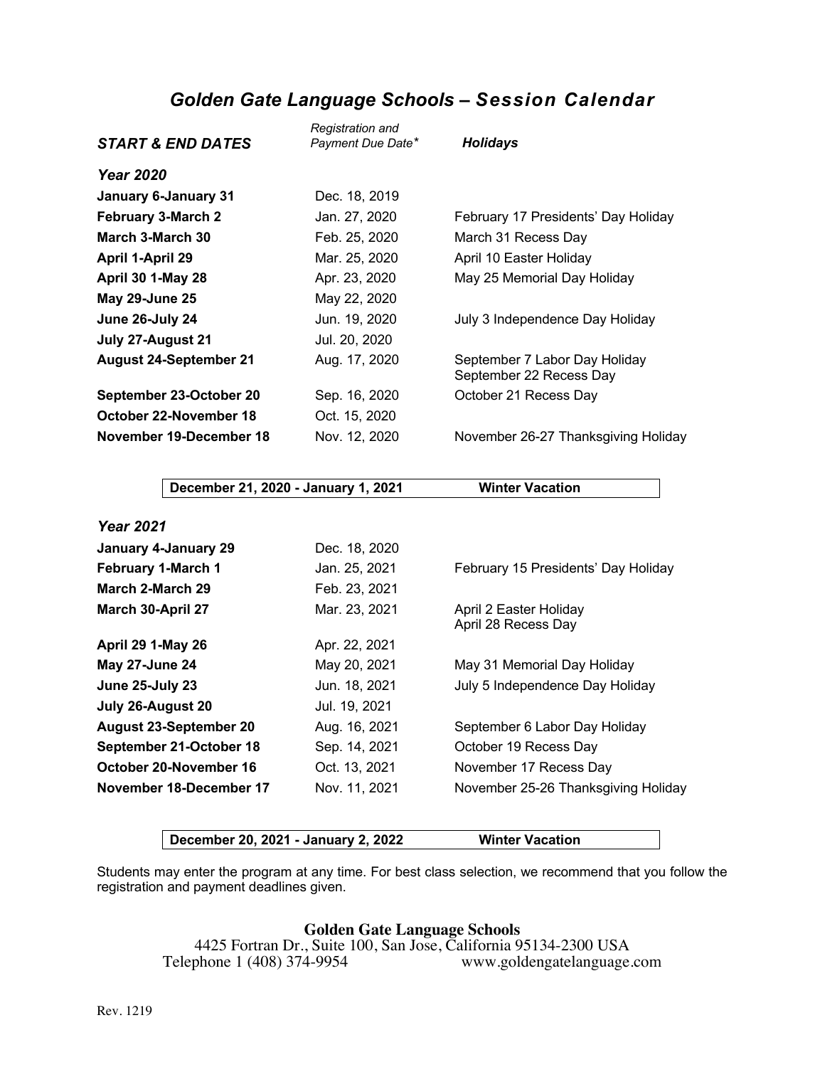# *Golden Gate Language Schools – Session Calendar*

| *START & END DATES* | *Registration and Payment Due Date** | *Holidays* |
|---|---|---|
| ***Year 2020*** | | |
| **January 6-January 31** | Dec. 18, 2019 | |
| **February 3-March 2** | Jan. 27, 2020 | February 17 Presidents' Day Holiday |
| **March 3-March 30** | Feb. 25, 2020 | March 31 Recess Day |
| **April 1-April 29** | Mar. 25, 2020 | April 10 Easter Holiday |
| **April 30 1-May 28** | Apr. 23, 2020 | May 25 Memorial Day Holiday |
| **May 29-June 25** | May 22, 2020 | |
| **June 26-July 24** | Jun. 19, 2020 | July 3 Independence Day Holiday |
| **July 27-August 21** | Jul. 20, 2020 | |
| **August 24-September 21** | Aug. 17, 2020 | September 7 Labor Day Holiday<br>September 22 Recess Day |
| **September 23-October 20** | Sep. 16, 2020 | October 21 Recess Day |
| **October 22-November 18** | Oct. 15, 2020 | |
| **November 19-December 18** | Nov. 12, 2020 | November 26-27 Thanksgiving Holiday |

| **December 21, 2020 - January 1, 2021** | **Winter Vacation** |
|---|---|

| *START & END DATES* | *Registration and Payment Due Date** | *Holidays* |
|---|---|---|
| ***Year 2021*** | | |
| **January 4-January 29** | Dec. 18, 2020 | |
| **February 1-March 1** | Jan. 25, 2021 | February 15 Presidents' Day Holiday |
| **March 2-March 29** | Feb. 23, 2021 | |
| **March 30-April 27** | Mar. 23, 2021 | April 2 Easter Holiday<br>April 28 Recess Day |
| **April 29 1-May 26** | Apr. 22, 2021 | |
| **May 27-June 24** | May 20, 2021 | May 31 Memorial Day Holiday |
| **June 25-July 23** | Jun. 18, 2021 | July 5 Independence Day Holiday |
| **July 26-August 20** | Jul. 19, 2021 | |
| **August 23-September 20** | Aug. 16, 2021 | September 6 Labor Day Holiday |
| **September 21-October 18** | Sep. 14, 2021 | October 19 Recess Day |
| **October 20-November 16** | Oct. 13, 2021 | November 17 Recess Day |
| **November 18-December 17** | Nov. 11, 2021 | November 25-26 Thanksgiving Holiday |

| **December 20, 2021 - January 2, 2022** | **Winter Vacation** |
|---|---|

Students may enter the program at any time. For best class selection, we recommend that you follow the registration and payment deadlines given.

**Golden Gate Language Schools**
4425 Fortran Dr., Suite 100, San Jose, California 95134-2300 USA
Telephone 1 (408) 374-9954 www.goldengatelanguage.com

Rev. 1219